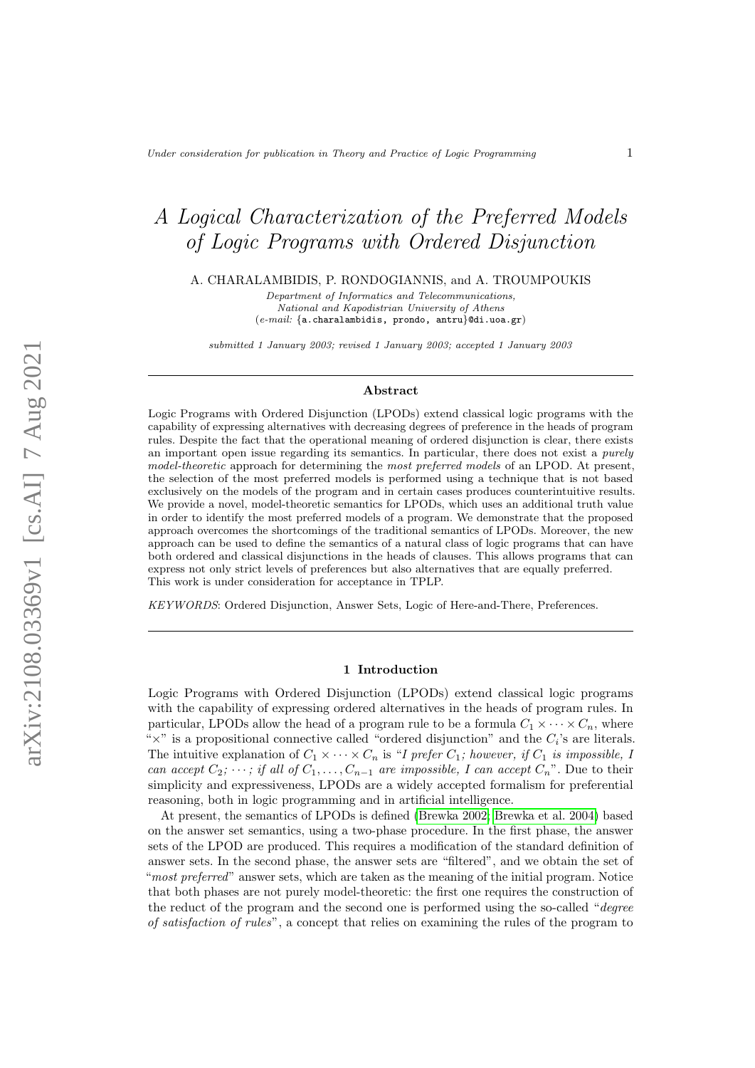# A Logical Characterization of the Preferred Models of Logic Programs with Ordered Disjunction

A. CHARALAMBIDIS, P. RONDOGIANNIS, and A. TROUMPOUKIS

*Department of Informatics and Telecommunications,*
*National and Kapodistrian University of Athens*
(*e-mail:* {a.charalambidis, prondo, antru}@di.uoa.gr)

*submitted 1 January 2003; revised 1 January 2003; accepted 1 January 2003*

## Abstract

Logic Programs with Ordered Disjunction (LPODs) extend classical logic programs with the capability of expressing alternatives with decreasing degrees of preference in the heads of program rules. Despite the fact that the operational meaning of ordered disjunction is clear, there exists an important open issue regarding its semantics. In particular, there does not exist a *purely model-theoretic* approach for determining the *most preferred models* of an LPOD. At present, the selection of the most preferred models is performed using a technique that is not based exclusively on the models of the program and in certain cases produces counterintuitive results. We provide a novel, model-theoretic semantics for LPODs, which uses an additional truth value in order to identify the most preferred models of a program. We demonstrate that the proposed approach overcomes the shortcomings of the traditional semantics of LPODs. Moreover, the new approach can be used to define the semantics of a natural class of logic programs that can have both ordered and classical disjunctions in the heads of clauses. This allows programs that can express not only strict levels of preferences but also alternatives that are equally preferred. This work is under consideration for acceptance in TPLP.

*KEYWORDS*: Ordered Disjunction, Answer Sets, Logic of Here-and-There, Preferences.

## 1 Introduction

Logic Programs with Ordered Disjunction (LPODs) extend classical logic programs with the capability of expressing ordered alternatives in the heads of program rules. In particular, LPODs allow the head of a program rule to be a formula $C_1 \times \cdots \times C_n$, where "$\times$" is a propositional connective called "ordered disjunction" and the $C_i$'s are literals. The intuitive explanation of $C_1 \times \cdots \times C_n$ is "*I prefer $C_1$; however, if $C_1$ is impossible, I can accept $C_2$; $\cdots$; if all of $C_1, \ldots, C_{n-1}$ are impossible, I can accept $C_n$*". Due to their simplicity and expressiveness, LPODs are a widely accepted formalism for preferential reasoning, both in logic programming and in artificial intelligence.

At present, the semantics of LPODs is defined (Brewka 2002; Brewka et al. 2004) based on the answer set semantics, using a two-phase procedure. In the first phase, the answer sets of the LPOD are produced. This requires a modification of the standard definition of answer sets. In the second phase, the answer sets are "filtered", and we obtain the set of "*most preferred*" answer sets, which are taken as the meaning of the initial program. Notice that both phases are not purely model-theoretic: the first one requires the construction of the reduct of the program and the second one is performed using the so-called "*degree of satisfaction of rules*", a concept that relies on examining the rules of the program to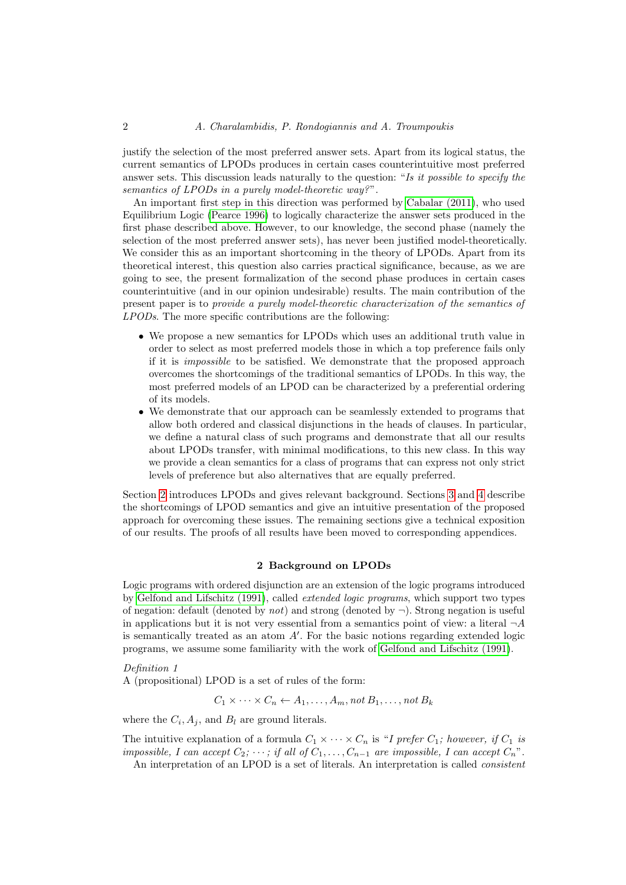justify the selection of the most preferred answer sets. Apart from its logical status, the current semantics of LPODs produces in certain cases counterintuitive most preferred answer sets. This discussion leads naturally to the question: "*Is it possible to specify the semantics of LPODs in a purely model-theoretic way?*".

An important first step in this direction was performed by Cabalar (2011), who used Equilibrium Logic (Pearce 1996) to logically characterize the answer sets produced in the first phase described above. However, to our knowledge, the second phase (namely the selection of the most preferred answer sets), has never been justified model-theoretically. We consider this as an important shortcoming in the theory of LPODs. Apart from its theoretical interest, this question also carries practical significance, because, as we are going to see, the present formalization of the second phase produces in certain cases counterintuitive (and in our opinion undesirable) results. The main contribution of the present paper is to *provide a purely model-theoretic characterization of the semantics of LPODs*. The more specific contributions are the following:

- We propose a new semantics for LPODs which uses an additional truth value in order to select as most preferred models those in which a top preference fails only if it is *impossible* to be satisfied. We demonstrate that the proposed approach overcomes the shortcomings of the traditional semantics of LPODs. In this way, the most preferred models of an LPOD can be characterized by a preferential ordering of its models.
- We demonstrate that our approach can be seamlessly extended to programs that allow both ordered and classical disjunctions in the heads of clauses. In particular, we define a natural class of such programs and demonstrate that all our results about LPODs transfer, with minimal modifications, to this new class. In this way we provide a clean semantics for a class of programs that can express not only strict levels of preference but also alternatives that are equally preferred.

Section 2 introduces LPODs and gives relevant background. Sections 3 and 4 describe the shortcomings of LPOD semantics and give an intuitive presentation of the proposed approach for overcoming these issues. The remaining sections give a technical exposition of our results. The proofs of all results have been moved to corresponding appendices.

## 2 Background on LPODs

Logic programs with ordered disjunction are an extension of the logic programs introduced by Gelfond and Lifschitz (1991), called *extended logic programs*, which support two types of negation: default (denoted by *not*) and strong (denoted by $\neg$). Strong negation is useful in applications but it is not very essential from a semantics point of view: a literal $\neg A$ is semantically treated as an atom $A'$. For the basic notions regarding extended logic programs, we assume some familiarity with the work of Gelfond and Lifschitz (1991).

*Definition 1*
A (propositional) LPOD is a set of rules of the form:

$$C_1 \times \cdots \times C_n \leftarrow A_1, \ldots, A_m, \mathit{not}\, B_1, \ldots, \mathit{not}\, B_k$$

where the $C_i$, $A_j$, and $B_l$ are ground literals.

The intuitive explanation of a formula $C_1 \times \cdots \times C_n$ is "*I prefer $C_1$; however, if $C_1$ is impossible, I can accept $C_2$; $\cdots$; if all of $C_1, \ldots, C_{n-1}$ are impossible, I can accept $C_n$*".

An interpretation of an LPOD is a set of literals. An interpretation is called *consistent*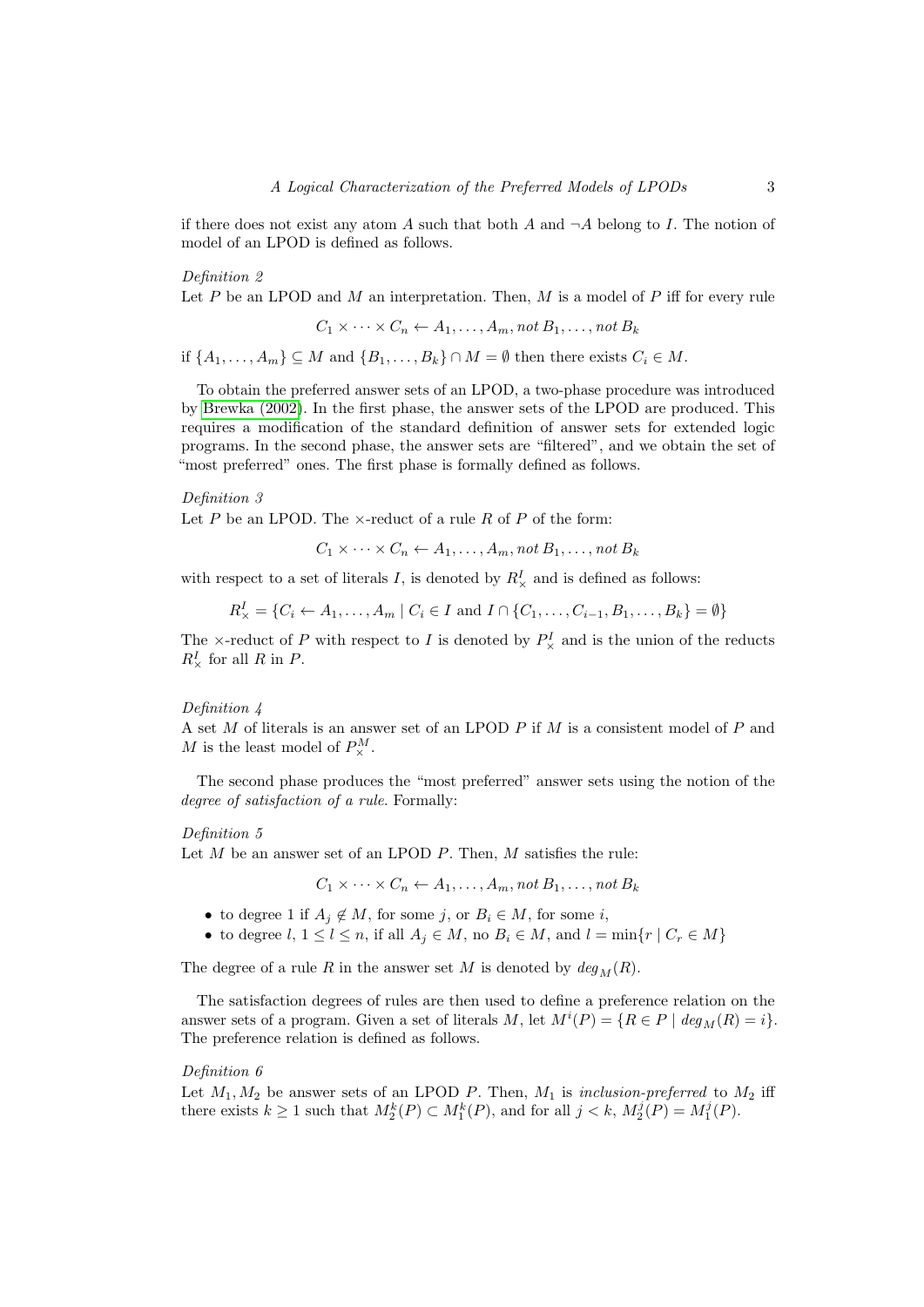if there does not exist any atom $A$ such that both $A$ and $\neg A$ belong to $I$. The notion of model of an LPOD is defined as follows.

*Definition 2*
Let $P$ be an LPOD and $M$ an interpretation. Then, $M$ is a model of $P$ iff for every rule

$$C_1 \times \cdots \times C_n \leftarrow A_1, \ldots, A_m, \mathit{not}\, B_1, \ldots, \mathit{not}\, B_k$$

if $\{A_1, \ldots, A_m\} \subseteq M$ and $\{B_1, \ldots, B_k\} \cap M = \emptyset$ then there exists $C_i \in M$.

To obtain the preferred answer sets of an LPOD, a two-phase procedure was introduced by Brewka (2002). In the first phase, the answer sets of the LPOD are produced. This requires a modification of the standard definition of answer sets for extended logic programs. In the second phase, the answer sets are "filtered", and we obtain the set of "most preferred" ones. The first phase is formally defined as follows.

*Definition 3*
Let $P$ be an LPOD. The $\times$-reduct of a rule $R$ of $P$ of the form:

$$C_1 \times \cdots \times C_n \leftarrow A_1, \ldots, A_m, \mathit{not}\, B_1, \ldots, \mathit{not}\, B_k$$

with respect to a set of literals $I$, is denoted by $R^I_\times$ and is defined as follows:

$$R^I_\times = \{C_i \leftarrow A_1, \ldots, A_m \mid C_i \in I \text{ and } I \cap \{C_1, \ldots, C_{i-1}, B_1, \ldots, B_k\} = \emptyset\}$$

The $\times$-reduct of $P$ with respect to $I$ is denoted by $P^I_\times$ and is the union of the reducts $R^I_\times$ for all $R$ in $P$.

*Definition 4*
A set $M$ of literals is an answer set of an LPOD $P$ if $M$ is a consistent model of $P$ and $M$ is the least model of $P^M_\times$.

The second phase produces the "most preferred" answer sets using the notion of the *degree of satisfaction of a rule*. Formally:

*Definition 5*
Let $M$ be an answer set of an LPOD $P$. Then, $M$ satisfies the rule:

$$C_1 \times \cdots \times C_n \leftarrow A_1, \ldots, A_m, \mathit{not}\, B_1, \ldots, \mathit{not}\, B_k$$

- to degree 1 if $A_j \notin M$, for some $j$, or $B_i \in M$, for some $i$,
- to degree $l$, $1 \leq l \leq n$, if all $A_j \in M$, no $B_i \in M$, and $l = \min\{r \mid C_r \in M\}$

The degree of a rule $R$ in the answer set $M$ is denoted by $deg_M(R)$.

The satisfaction degrees of rules are then used to define a preference relation on the answer sets of a program. Given a set of literals $M$, let $M^i(P) = \{R \in P \mid deg_M(R) = i\}$. The preference relation is defined as follows.

*Definition 6*
Let $M_1, M_2$ be answer sets of an LPOD $P$. Then, $M_1$ is *inclusion-preferred* to $M_2$ iff there exists $k \geq 1$ such that $M^k_2(P) \subset M^k_1(P)$, and for all $j < k$, $M^j_2(P) = M^j_1(P)$.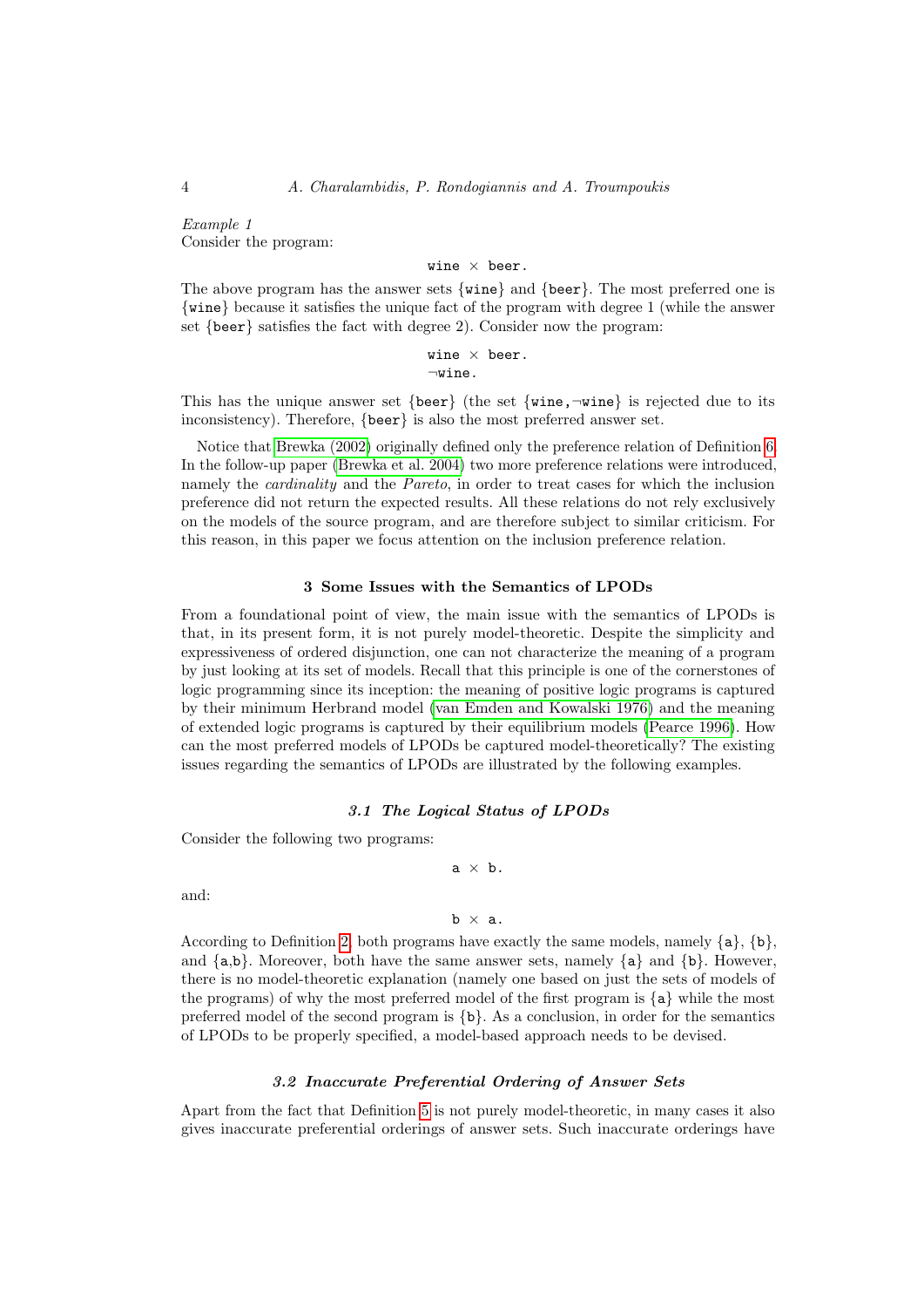*Example 1*
Consider the program:

```
wine × beer.
```

The above program has the answer sets {wine} and {beer}. The most preferred one is {wine} because it satisfies the unique fact of the program with degree 1 (while the answer set {beer} satisfies the fact with degree 2). Consider now the program:

```
wine × beer.
¬wine.
```

This has the unique answer set {beer} (the set {wine,¬wine} is rejected due to its inconsistency). Therefore, {beer} is also the most preferred answer set.

Notice that Brewka (2002) originally defined only the preference relation of Definition 6. In the follow-up paper (Brewka et al. 2004) two more preference relations were introduced, namely the *cardinality* and the *Pareto*, in order to treat cases for which the inclusion preference did not return the expected results. All these relations do not rely exclusively on the models of the source program, and are therefore subject to similar criticism. For this reason, in this paper we focus attention on the inclusion preference relation.

## 3 Some Issues with the Semantics of LPODs

From a foundational point of view, the main issue with the semantics of LPODs is that, in its present form, it is not purely model-theoretic. Despite the simplicity and expressiveness of ordered disjunction, one can not characterize the meaning of a program by just looking at its set of models. Recall that this principle is one of the cornerstones of logic programming since its inception: the meaning of positive logic programs is captured by their minimum Herbrand model (van Emden and Kowalski 1976) and the meaning of extended logic programs is captured by their equilibrium models (Pearce 1996). How can the most preferred models of LPODs be captured model-theoretically? The existing issues regarding the semantics of LPODs are illustrated by the following examples.

### *3.1 The Logical Status of LPODs*

Consider the following two programs:

```
a × b.
```

and:

```
b × a.
```

According to Definition 2, both programs have exactly the same models, namely {a}, {b}, and {a,b}. Moreover, both have the same answer sets, namely {a} and {b}. However, there is no model-theoretic explanation (namely one based on just the sets of models of the programs) of why the most preferred model of the first program is {a} while the most preferred model of the second program is {b}. As a conclusion, in order for the semantics of LPODs to be properly specified, a model-based approach needs to be devised.

### *3.2 Inaccurate Preferential Ordering of Answer Sets*

Apart from the fact that Definition 5 is not purely model-theoretic, in many cases it also gives inaccurate preferential orderings of answer sets. Such inaccurate orderings have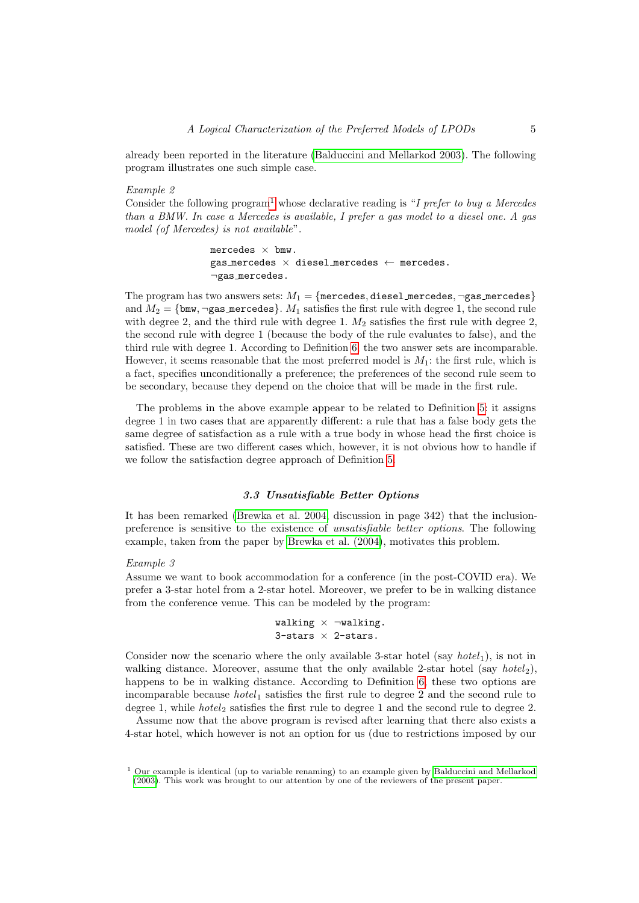already been reported in the literature (Balduccini and Mellarkod 2003). The following program illustrates one such simple case.

*Example 2*
Consider the following program[1] whose declarative reading is "*I prefer to buy a Mercedes than a BMW. In case a Mercedes is available, I prefer a gas model to a diesel one. A gas model (of Mercedes) is not available*".

```
mercedes × bmw.
gas_mercedes × diesel_mercedes ← mercedes.
¬gas_mercedes.
```

The program has two answers sets: $M_1 = \{$mercedes, diesel_mercedes, ¬gas_mercedes$\}$ and $M_2 = \{$bmw, ¬gas_mercedes$\}$. $M_1$ satisfies the first rule with degree 1, the second rule with degree 2, and the third rule with degree 1. $M_2$ satisfies the first rule with degree 2, the second rule with degree 1 (because the body of the rule evaluates to false), and the third rule with degree 1. According to Definition 6, the two answer sets are incomparable. However, it seems reasonable that the most preferred model is $M_1$: the first rule, which is a fact, specifies unconditionally a preference; the preferences of the second rule seem to be secondary, because they depend on the choice that will be made in the first rule.

The problems in the above example appear to be related to Definition 5: it assigns degree 1 in two cases that are apparently different: a rule that has a false body gets the same degree of satisfaction as a rule with a true body in whose head the first choice is satisfied. These are two different cases which, however, it is not obvious how to handle if we follow the satisfaction degree approach of Definition 5.

### 3.3 *Unsatisfiable Better Options*

It has been remarked (Brewka et al. 2004, discussion in page 342) that the inclusion-preference is sensitive to the existence of *unsatisfiable better options*. The following example, taken from the paper by Brewka et al. (2004), motivates this problem.

*Example 3*
Assume we want to book accommodation for a conference (in the post-COVID era). We prefer a 3-star hotel from a 2-star hotel. Moreover, we prefer to be in walking distance from the conference venue. This can be modeled by the program:

```
walking × ¬walking.
3-stars × 2-stars.
```

Consider now the scenario where the only available 3-star hotel (say $hotel_1$), is not in walking distance. Moreover, assume that the only available 2-star hotel (say $hotel_2$), happens to be in walking distance. According to Definition 6, these two options are incomparable because $hotel_1$ satisfies the first rule to degree 2 and the second rule to degree 1, while $hotel_2$ satisfies the first rule to degree 1 and the second rule to degree 2.

Assume now that the above program is revised after learning that there also exists a 4-star hotel, which however is not an option for us (due to restrictions imposed by our

[1] Our example is identical (up to variable renaming) to an example given by Balduccini and Mellarkod (2003). This work was brought to our attention by one of the reviewers of the present paper.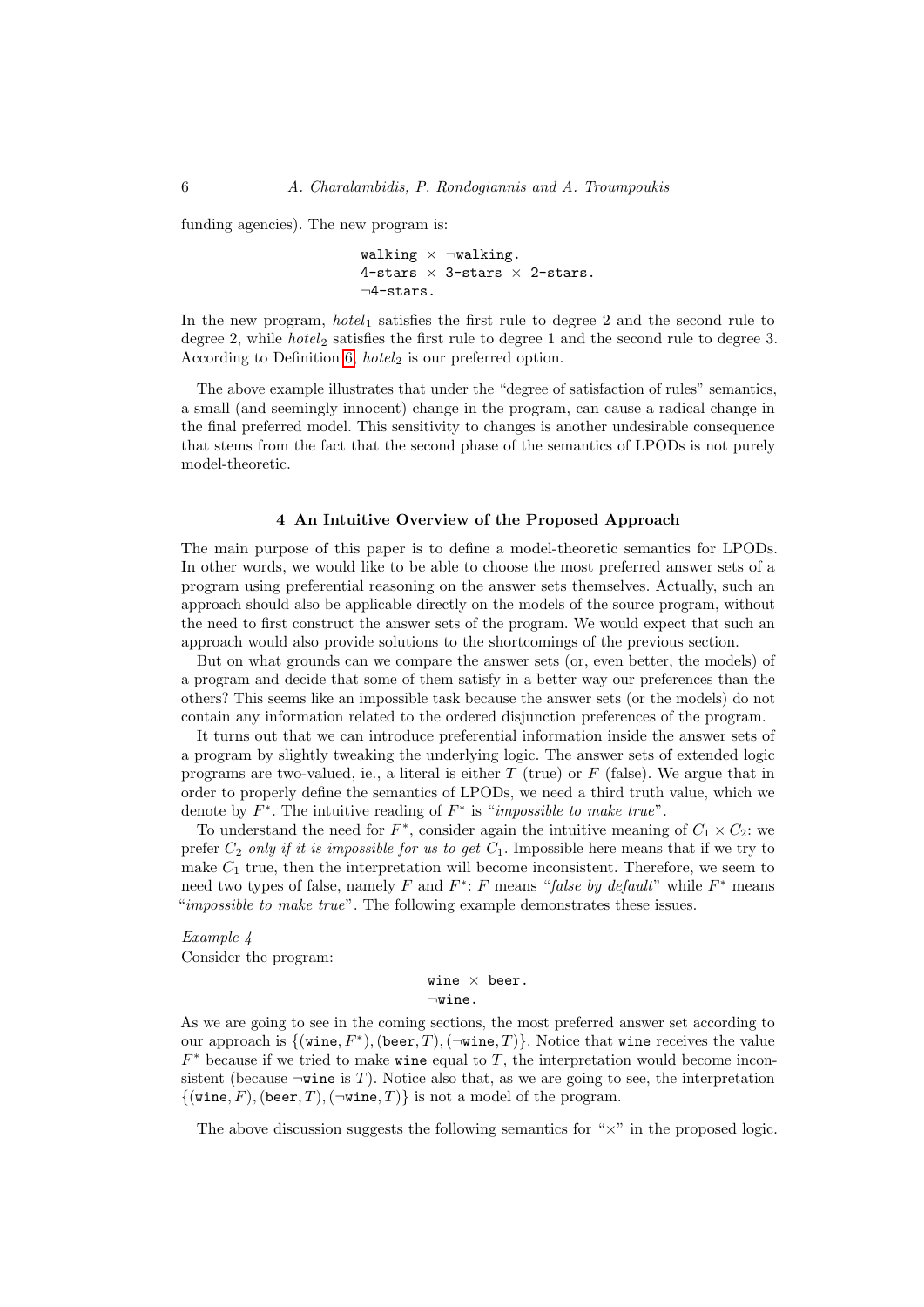funding agencies). The new program is:

```
walking × ¬walking.
4-stars × 3-stars × 2-stars.
¬4-stars.
```

In the new program, $hotel_1$ satisfies the first rule to degree 2 and the second rule to degree 2, while $hotel_2$ satisfies the first rule to degree 1 and the second rule to degree 3. According to Definition 6, $hotel_2$ is our preferred option.

The above example illustrates that under the "degree of satisfaction of rules" semantics, a small (and seemingly innocent) change in the program, can cause a radical change in the final preferred model. This sensitivity to changes is another undesirable consequence that stems from the fact that the second phase of the semantics of LPODs is not purely model-theoretic.

## 4 An Intuitive Overview of the Proposed Approach

The main purpose of this paper is to define a model-theoretic semantics for LPODs. In other words, we would like to be able to choose the most preferred answer sets of a program using preferential reasoning on the answer sets themselves. Actually, such an approach should also be applicable directly on the models of the source program, without the need to first construct the answer sets of the program. We would expect that such an approach would also provide solutions to the shortcomings of the previous section.

But on what grounds can we compare the answer sets (or, even better, the models) of a program and decide that some of them satisfy in a better way our preferences than the others? This seems like an impossible task because the answer sets (or the models) do not contain any information related to the ordered disjunction preferences of the program.

It turns out that we can introduce preferential information inside the answer sets of a program by slightly tweaking the underlying logic. The answer sets of extended logic programs are two-valued, ie., a literal is either $T$ (true) or $F$ (false). We argue that in order to properly define the semantics of LPODs, we need a third truth value, which we denote by $F^*$. The intuitive reading of $F^*$ is "*impossible to make true*".

To understand the need for $F^*$, consider again the intuitive meaning of $C_1 \times C_2$: we prefer $C_2$ *only if it is impossible for us to get* $C_1$. Impossible here means that if we try to make $C_1$ true, then the interpretation will become inconsistent. Therefore, we seem to need two types of false, namely $F$ and $F^*$: $F$ means "*false by default*" while $F^*$ means "*impossible to make true*". The following example demonstrates these issues.

*Example 4*
Consider the program:

```
wine × beer.
¬wine.
```

As we are going to see in the coming sections, the most preferred answer set according to our approach is $\{(\texttt{wine}, F^*), (\texttt{beer}, T), (\neg\texttt{wine}, T)\}$. Notice that wine receives the value $F^*$ because if we tried to make wine equal to $T$, the interpretation would become inconsistent (because ¬wine is $T$). Notice also that, as we are going to see, the interpretation $\{(\texttt{wine}, F), (\texttt{beer}, T), (\neg\texttt{wine}, T)\}$ is not a model of the program.

The above discussion suggests the following semantics for "×" in the proposed logic.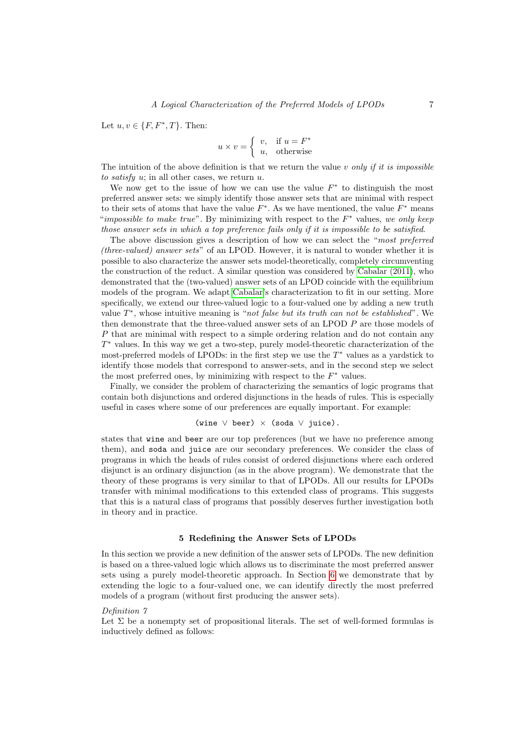Let $u, v \in \{F, F^*, T\}$. Then:

$$u \times v = \begin{cases} v, & \text{if } u = F^* \\ u, & \text{otherwise} \end{cases}$$

The intuition of the above definition is that we return the value $v$ *only if it is impossible to satisfy* $u$; in all other cases, we return $u$.

We now get to the issue of how we can use the value $F^*$ to distinguish the most preferred answer sets: we simply identify those answer sets that are minimal with respect to their sets of atoms that have the value $F^*$. As we have mentioned, the value $F^*$ means "*impossible to make true*". By minimizing with respect to the $F^*$ values, *we only keep those answer sets in which a top preference fails only if it is impossible to be satisfied*.

The above discussion gives a description of how we can select the "*most preferred (three-valued) answer sets*" of an LPOD. However, it is natural to wonder whether it is possible to also characterize the answer sets model-theoretically, completely circumventing the construction of the reduct. A similar question was considered by Cabalar (2011), who demonstrated that the (two-valued) answer sets of an LPOD coincide with the equilibrium models of the program. We adapt Cabalar's characterization to fit in our setting. More specifically, we extend our three-valued logic to a four-valued one by adding a new truth value $T^*$, whose intuitive meaning is "*not false but its truth can not be established*". We then demonstrate that the three-valued answer sets of an LPOD $P$ are those models of $P$ that are minimal with respect to a simple ordering relation and do not contain any $T^*$ values. In this way we get a two-step, purely model-theoretic characterization of the most-preferred models of LPODs: in the first step we use the $T^*$ values as a yardstick to identify those models that correspond to answer-sets, and in the second step we select the most preferred ones, by minimizing with respect to the $F^*$ values.

Finally, we consider the problem of characterizing the semantics of logic programs that contain both disjunctions and ordered disjunctions in the heads of rules. This is especially useful in cases where some of our preferences are equally important. For example:

$$\texttt{(wine} \vee \texttt{beer)} \times \texttt{(soda} \vee \texttt{juice).}$$

states that `wine` and `beer` are our top preferences (but we have no preference among them), and `soda` and `juice` are our secondary preferences. We consider the class of programs in which the heads of rules consist of ordered disjunctions where each ordered disjunct is an ordinary disjunction (as in the above program). We demonstrate that the theory of these programs is very similar to that of LPODs. All our results for LPODs transfer with minimal modifications to this extended class of programs. This suggests that this is a natural class of programs that possibly deserves further investigation both in theory and in practice.

## 5 Redefining the Answer Sets of LPODs

In this section we provide a new definition of the answer sets of LPODs. The new definition is based on a three-valued logic which allows us to discriminate the most preferred answer sets using a purely model-theoretic approach. In Section 6 we demonstrate that by extending the logic to a four-valued one, we can identify directly the most preferred models of a program (without first producing the answer sets).

*Definition 7*

Let $\Sigma$ be a nonempty set of propositional literals. The set of well-formed formulas is inductively defined as follows: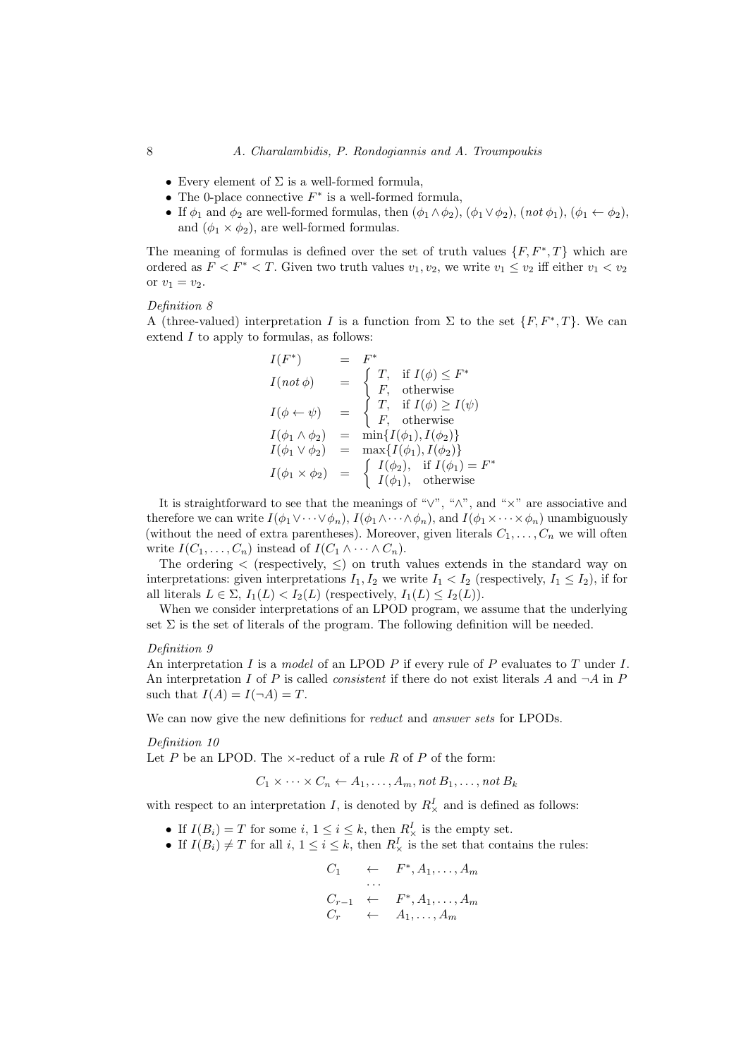- Every element of $\Sigma$ is a well-formed formula,
- The 0-place connective $F^*$ is a well-formed formula,
- If $\phi_1$ and $\phi_2$ are well-formed formulas, then $(\phi_1 \wedge \phi_2)$, $(\phi_1 \vee \phi_2)$, $(not\, \phi_1)$, $(\phi_1 \leftarrow \phi_2)$, and $(\phi_1 \times \phi_2)$, are well-formed formulas.

The meaning of formulas is defined over the set of truth values $\{F, F^*, T\}$ which are ordered as $F < F^* < T$. Given two truth values $v_1, v_2$, we write $v_1 \leq v_2$ iff either $v_1 < v_2$ or $v_1 = v_2$.

*Definition 8*

A (three-valued) interpretation $I$ is a function from $\Sigma$ to the set $\{F, F^*, T\}$. We can extend $I$ to apply to formulas, as follows:

$$
\begin{array}{lcl}
I(F^*) & = & F^* \\
I(not\, \phi) & = & \left\{ \begin{array}{ll} T, & \text{if } I(\phi) \leq F^* \\ F, & \text{otherwise} \end{array} \right. \\
I(\phi \leftarrow \psi) & = & \left\{ \begin{array}{ll} T, & \text{if } I(\phi) \geq I(\psi) \\ F, & \text{otherwise} \end{array} \right. \\
I(\phi_1 \wedge \phi_2) & = & \min\{I(\phi_1), I(\phi_2)\} \\
I(\phi_1 \vee \phi_2) & = & \max\{I(\phi_1), I(\phi_2)\} \\
I(\phi_1 \times \phi_2) & = & \left\{ \begin{array}{ll} I(\phi_2), & \text{if } I(\phi_1) = F^* \\ I(\phi_1), & \text{otherwise} \end{array} \right.
\end{array}
$$

It is straightforward to see that the meanings of "$\vee$", "$\wedge$", and "$\times$" are associative and therefore we can write $I(\phi_1 \vee \cdots \vee \phi_n)$, $I(\phi_1 \wedge \cdots \wedge \phi_n)$, and $I(\phi_1 \times \cdots \times \phi_n)$ unambiguously (without the need of extra parentheses). Moreover, given literals $C_1, \ldots, C_n$ we will often write $I(C_1, \ldots, C_n)$ instead of $I(C_1 \wedge \cdots \wedge C_n)$.

The ordering $<$ (respectively, $\leq$) on truth values extends in the standard way on interpretations: given interpretations $I_1, I_2$ we write $I_1 < I_2$ (respectively, $I_1 \leq I_2$), if for all literals $L \in \Sigma$, $I_1(L) < I_2(L)$ (respectively, $I_1(L) \leq I_2(L)$).

When we consider interpretations of an LPOD program, we assume that the underlying set $\Sigma$ is the set of literals of the program. The following definition will be needed.

*Definition 9*

An interpretation $I$ is a *model* of an LPOD $P$ if every rule of $P$ evaluates to $T$ under $I$. An interpretation $I$ of $P$ is called *consistent* if there do not exist literals $A$ and $\neg A$ in $P$ such that $I(A) = I(\neg A) = T$.

We can now give the new definitions for *reduct* and *answer sets* for LPODs.

*Definition 10*

Let $P$ be an LPOD. The $\times$-reduct of a rule $R$ of $P$ of the form:

$$C_1 \times \cdots \times C_n \leftarrow A_1, \ldots, A_m, not\, B_1, \ldots, not\, B_k$$

with respect to an interpretation $I$, is denoted by $R^I_\times$ and is defined as follows:

- If $I(B_i) = T$ for some $i$, $1 \leq i \leq k$, then $R^I_\times$ is the empty set.
- If $I(B_i) \neq T$ for all $i$, $1 \leq i \leq k$, then $R^I_\times$ is the set that contains the rules:

$$
\begin{array}{lcl}
C_1 & \leftarrow & F^*, A_1, \ldots, A_m \\
 & \cdots & \\
C_{r-1} & \leftarrow & F^*, A_1, \ldots, A_m \\
C_r & \leftarrow & A_1, \ldots, A_m
\end{array}
$$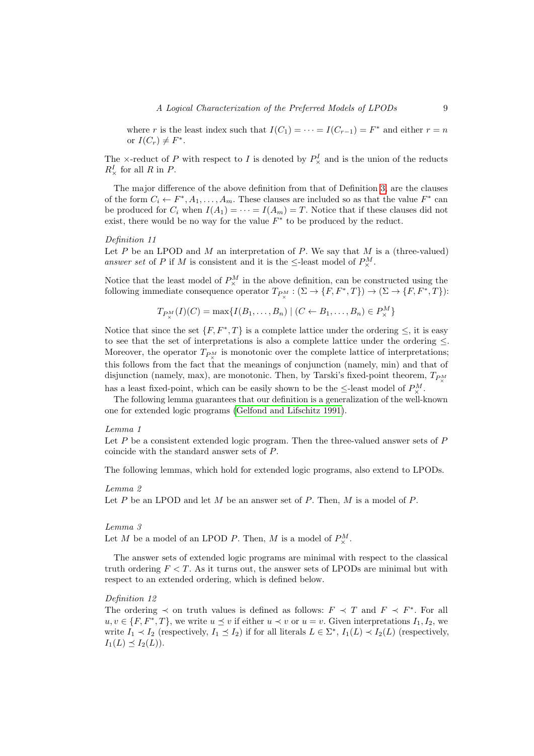where $r$ is the least index such that $I(C_1) = \cdots = I(C_{r-1}) = F^*$ and either $r = n$ or $I(C_r) \neq F^*$.

The $\times$-reduct of $P$ with respect to $I$ is denoted by $P^I_\times$ and is the union of the reducts $R^I_\times$ for all $R$ in $P$.

The major difference of the above definition from that of Definition 3, are the clauses of the form $C_i \leftarrow F^*, A_1, \ldots, A_m$. These clauses are included so as that the value $F^*$ can be produced for $C_i$ when $I(A_1) = \cdots = I(A_m) = T$. Notice that if these clauses did not exist, there would be no way for the value $F^*$ to be produced by the reduct.

*Definition 11*

Let $P$ be an LPOD and $M$ an interpretation of $P$. We say that $M$ is a (three-valued) *answer set* of $P$ if $M$ is consistent and it is the $\leq$-least model of $P^M_\times$.

Notice that the least model of $P^M_\times$ in the above definition, can be constructed using the following immediate consequence operator $T_{P^M_\times} : (\Sigma \rightarrow \{F, F^*, T\}) \rightarrow (\Sigma \rightarrow \{F, F^*, T\})$:

$$T_{P^M_\times}(I)(C) = \max\{I(B_1, \ldots, B_n) \mid (C \leftarrow B_1, \ldots, B_n) \in P^M_\times\}$$

Notice that since the set $\{F, F^*, T\}$ is a complete lattice under the ordering $\leq$, it is easy to see that the set of interpretations is also a complete lattice under the ordering $\leq$. Moreover, the operator $T_{P^M_\times}$ is monotonic over the complete lattice of interpretations; this follows from the fact that the meanings of conjunction (namely, min) and that of disjunction (namely, max), are monotonic. Then, by Tarski's fixed-point theorem, $T_{P^M_\times}$ has a least fixed-point, which can be easily shown to be the $\leq$-least model of $P^M_\times$.

The following lemma guarantees that our definition is a generalization of the well-known one for extended logic programs (Gelfond and Lifschitz 1991).

*Lemma 1*

Let $P$ be a consistent extended logic program. Then the three-valued answer sets of $P$ coincide with the standard answer sets of $P$.

The following lemmas, which hold for extended logic programs, also extend to LPODs.

*Lemma 2*

Let $P$ be an LPOD and let $M$ be an answer set of $P$. Then, $M$ is a model of $P$.

*Lemma 3*

Let $M$ be a model of an LPOD $P$. Then, $M$ is a model of $P^M_\times$.

The answer sets of extended logic programs are minimal with respect to the classical truth ordering $F < T$. As it turns out, the answer sets of LPODs are minimal but with respect to an extended ordering, which is defined below.

*Definition 12*

The ordering $\prec$ on truth values is defined as follows: $F \prec T$ and $F \prec F^*$. For all $u, v \in \{F, F^*, T\}$, we write $u \preceq v$ if either $u \prec v$ or $u = v$. Given interpretations $I_1, I_2$, we write $I_1 \prec I_2$ (respectively, $I_1 \preceq I_2$) if for all literals $L \in \Sigma^*$, $I_1(L) \prec I_2(L)$ (respectively, $I_1(L) \preceq I_2(L)$).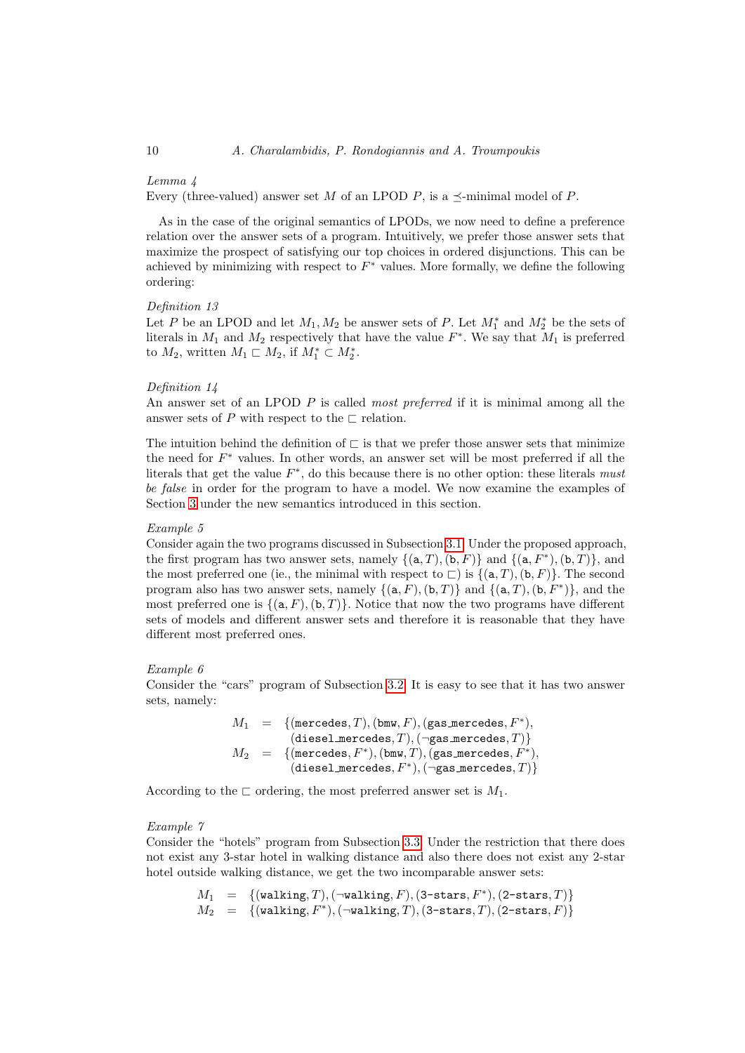*Lemma 4*

Every (three-valued) answer set $M$ of an LPOD $P$, is a $\preceq$-minimal model of $P$.

As in the case of the original semantics of LPODs, we now need to define a preference relation over the answer sets of a program. Intuitively, we prefer those answer sets that maximize the prospect of satisfying our top choices in ordered disjunctions. This can be achieved by minimizing with respect to $F^*$ values. More formally, we define the following ordering:

*Definition 13*

Let $P$ be an LPOD and let $M_1, M_2$ be answer sets of $P$. Let $M_1^*$ and $M_2^*$ be the sets of literals in $M_1$ and $M_2$ respectively that have the value $F^*$. We say that $M_1$ is preferred to $M_2$, written $M_1 \sqsubset M_2$, if $M_1^* \subset M_2^*$.

*Definition 14*

An answer set of an LPOD $P$ is called *most preferred* if it is minimal among all the answer sets of $P$ with respect to the $\sqsubset$ relation.

The intuition behind the definition of $\sqsubset$ is that we prefer those answer sets that minimize the need for $F^*$ values. In other words, an answer set will be most preferred if all the literals that get the value $F^*$, do this because there is no other option: these literals *must be false* in order for the program to have a model. We now examine the examples of Section 3 under the new semantics introduced in this section.

*Example 5*

Consider again the two programs discussed in Subsection 3.1. Under the proposed approach, the first program has two answer sets, namely $\{(\mathtt{a}, T), (\mathtt{b}, F)\}$ and $\{(\mathtt{a}, F^*), (\mathtt{b}, T)\}$, and the most preferred one (ie., the minimal with respect to $\sqsubset$) is $\{(\mathtt{a}, T), (\mathtt{b}, F)\}$. The second program also has two answer sets, namely $\{(\mathtt{a}, F), (\mathtt{b}, T)\}$ and $\{(\mathtt{a}, T), (\mathtt{b}, F^*)\}$, and the most preferred one is $\{(\mathtt{a}, F), (\mathtt{b}, T)\}$. Notice that now the two programs have different sets of models and different answer sets and therefore it is reasonable that they have different most preferred ones.

*Example 6*

Consider the "cars" program of Subsection 3.2. It is easy to see that it has two answer sets, namely:

$$
\begin{aligned}
M_1 &= \{(\mathtt{mercedes}, T), (\mathtt{bmw}, F), (\mathtt{gas\_mercedes}, F^*), \\
&\quad\;\; (\mathtt{diesel\_mercedes}, T), (\neg\mathtt{gas\_mercedes}, T)\} \\
M_2 &= \{(\mathtt{mercedes}, F^*), (\mathtt{bmw}, T), (\mathtt{gas\_mercedes}, F^*), \\
&\quad\;\; (\mathtt{diesel\_mercedes}, F^*), (\neg\mathtt{gas\_mercedes}, T)\}
\end{aligned}
$$

According to the $\sqsubset$ ordering, the most preferred answer set is $M_1$.

*Example 7*

Consider the "hotels" program from Subsection 3.3. Under the restriction that there does not exist any 3-star hotel in walking distance and also there does not exist any 2-star hotel outside walking distance, we get the two incomparable answer sets:

$$
\begin{aligned}
M_1 &= \{(\mathtt{walking}, T), (\neg\mathtt{walking}, F), (\mathtt{3\text{-}stars}, F^*), (\mathtt{2\text{-}stars}, T)\} \\
M_2 &= \{(\mathtt{walking}, F^*), (\neg\mathtt{walking}, T), (\mathtt{3\text{-}stars}, T), (\mathtt{2\text{-}stars}, F)\}
\end{aligned}
$$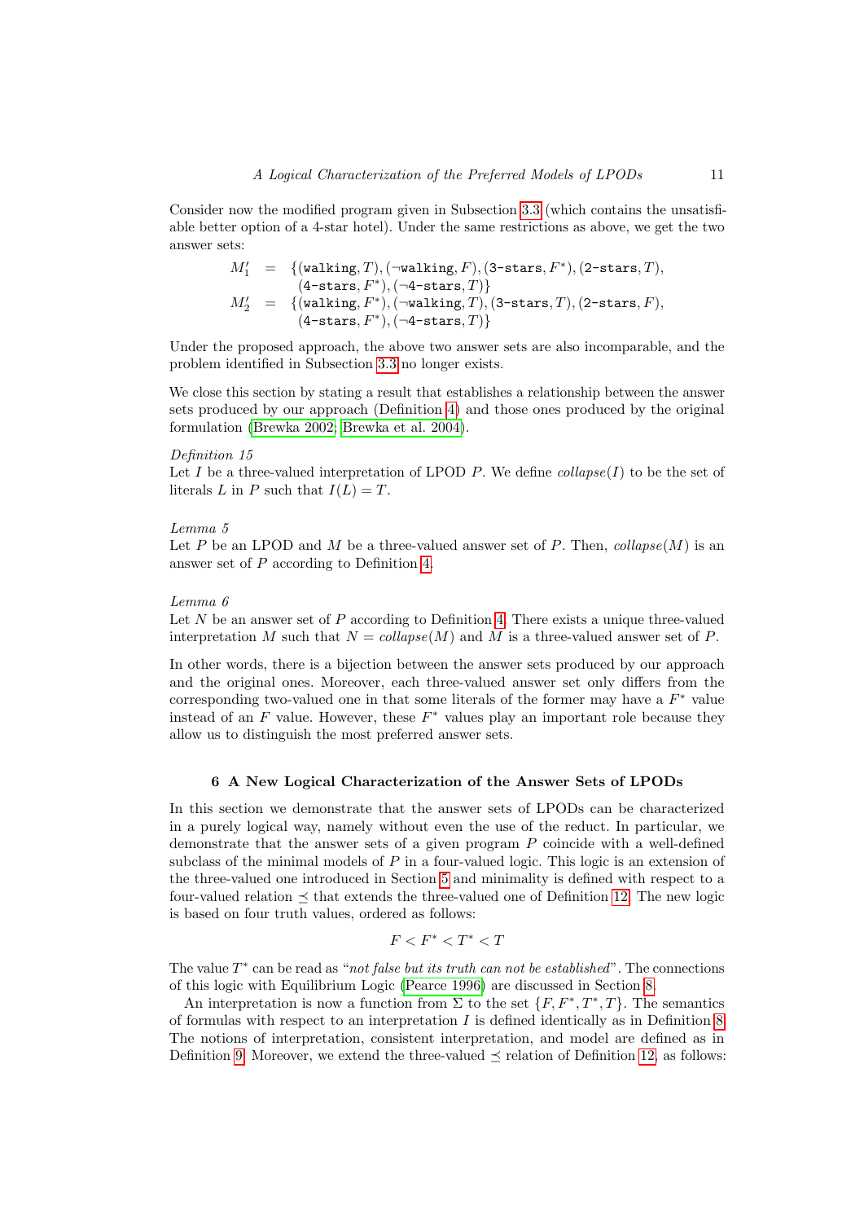Consider now the modified program given in Subsection 3.3 (which contains the unsatisfiable better option of a 4-star hotel). Under the same restrictions as above, we get the two answer sets:

$$
\begin{aligned}
M_1' &= \{(\texttt{walking}, T), (\neg\texttt{walking}, F), (\texttt{3-stars}, F^*), (\texttt{2-stars}, T),\\
&\quad\;\; (\texttt{4-stars}, F^*), (\neg\texttt{4-stars}, T)\}\\
M_2' &= \{(\texttt{walking}, F^*), (\neg\texttt{walking}, T), (\texttt{3-stars}, T), (\texttt{2-stars}, F),\\
&\quad\;\; (\texttt{4-stars}, F^*), (\neg\texttt{4-stars}, T)\}
\end{aligned}
$$

Under the proposed approach, the above two answer sets are also incomparable, and the problem identified in Subsection 3.3 no longer exists.

We close this section by stating a result that establishes a relationship between the answer sets produced by our approach (Definition 4) and those ones produced by the original formulation (Brewka 2002; Brewka et al. 2004).

*Definition 15*
Let $I$ be a three-valued interpretation of LPOD $P$. We define $collapse(I)$ to be the set of literals $L$ in $P$ such that $I(L) = T$.

*Lemma 5*
Let $P$ be an LPOD and $M$ be a three-valued answer set of $P$. Then, $collapse(M)$ is an answer set of $P$ according to Definition 4.

*Lemma 6*
Let $N$ be an answer set of $P$ according to Definition 4. There exists a unique three-valued interpretation $M$ such that $N = collapse(M)$ and $M$ is a three-valued answer set of $P$.

In other words, there is a bijection between the answer sets produced by our approach and the original ones. Moreover, each three-valued answer set only differs from the corresponding two-valued one in that some literals of the former may have a $F^*$ value instead of an $F$ value. However, these $F^*$ values play an important role because they allow us to distinguish the most preferred answer sets.

## 6 A New Logical Characterization of the Answer Sets of LPODs

In this section we demonstrate that the answer sets of LPODs can be characterized in a purely logical way, namely without even the use of the reduct. In particular, we demonstrate that the answer sets of a given program $P$ coincide with a well-defined subclass of the minimal models of $P$ in a four-valued logic. This logic is an extension of the three-valued one introduced in Section 5 and minimality is defined with respect to a four-valued relation $\preceq$ that extends the three-valued one of Definition 12. The new logic is based on four truth values, ordered as follows:

$$F < F^* < T^* < T$$

The value $T^*$ can be read as "*not false but its truth can not be established*". The connections of this logic with Equilibrium Logic (Pearce 1996) are discussed in Section 8.

An interpretation is now a function from $\Sigma$ to the set $\{F, F^*, T^*, T\}$. The semantics of formulas with respect to an interpretation $I$ is defined identically as in Definition 8. The notions of interpretation, consistent interpretation, and model are defined as in Definition 9. Moreover, we extend the three-valued $\preceq$ relation of Definition 12 as follows: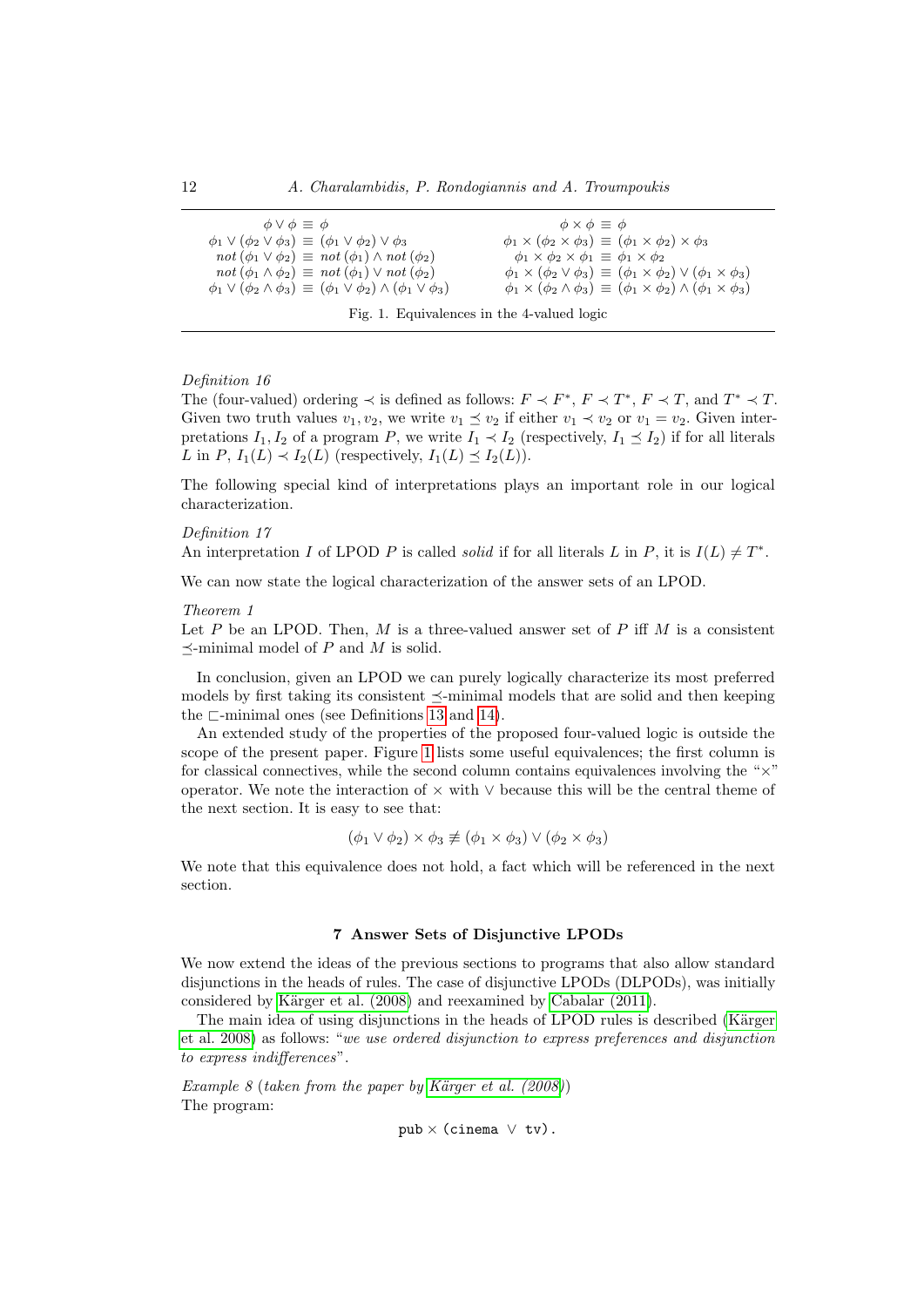| | |
|---|---|
| $\phi \vee \phi \equiv \phi$ | $\phi \times \phi \equiv \phi$ |
| $\phi_1 \vee (\phi_2 \vee \phi_3) \equiv (\phi_1 \vee \phi_2) \vee \phi_3$ | $\phi_1 \times (\phi_2 \times \phi_3) \equiv (\phi_1 \times \phi_2) \times \phi_3$ |
| $\mathit{not}\,(\phi_1 \vee \phi_2) \equiv \mathit{not}\,(\phi_1) \wedge \mathit{not}\,(\phi_2)$ | $\phi_1 \times \phi_2 \times \phi_1 \equiv \phi_1 \times \phi_2$ |
| $\mathit{not}\,(\phi_1 \wedge \phi_2) \equiv \mathit{not}\,(\phi_1) \vee \mathit{not}\,(\phi_2)$ | $\phi_1 \times (\phi_2 \vee \phi_3) \equiv (\phi_1 \times \phi_2) \vee (\phi_1 \times \phi_3)$ |
| $\phi_1 \vee (\phi_2 \wedge \phi_3) \equiv (\phi_1 \vee \phi_2) \wedge (\phi_1 \vee \phi_3)$ | $\phi_1 \times (\phi_2 \wedge \phi_3) \equiv (\phi_1 \times \phi_2) \wedge (\phi_1 \times \phi_3)$ |

Fig. 1. Equivalences in the 4-valued logic

*Definition 16*
The (four-valued) ordering $\prec$ is defined as follows: $F \prec F^*$, $F \prec T^*$, $F \prec T$, and $T^* \prec T$. Given two truth values $v_1, v_2$, we write $v_1 \preceq v_2$ if either $v_1 \prec v_2$ or $v_1 = v_2$. Given interpretations $I_1, I_2$ of a program $P$, we write $I_1 \prec I_2$ (respectively, $I_1 \preceq I_2$) if for all literals $L$ in $P$, $I_1(L) \prec I_2(L)$ (respectively, $I_1(L) \preceq I_2(L)$).

The following special kind of interpretations plays an important role in our logical characterization.

*Definition 17*
An interpretation $I$ of LPOD $P$ is called *solid* if for all literals $L$ in $P$, it is $I(L) \neq T^*$.

We can now state the logical characterization of the answer sets of an LPOD.

*Theorem 1*
Let $P$ be an LPOD. Then, $M$ is a three-valued answer set of $P$ iff $M$ is a consistent $\preceq$-minimal model of $P$ and $M$ is solid.

In conclusion, given an LPOD we can purely logically characterize its most preferred models by first taking its consistent $\preceq$-minimal models that are solid and then keeping the $\sqsubset$-minimal ones (see Definitions 13 and 14).

An extended study of the properties of the proposed four-valued logic is outside the scope of the present paper. Figure 1 lists some useful equivalences; the first column is for classical connectives, while the second column contains equivalences involving the "$\times$" operator. We note the interaction of $\times$ with $\vee$ because this will be the central theme of the next section. It is easy to see that:

$$(\phi_1 \vee \phi_2) \times \phi_3 \not\equiv (\phi_1 \times \phi_3) \vee (\phi_2 \times \phi_3)$$

We note that this equivalence does not hold, a fact which will be referenced in the next section.

## 7 Answer Sets of Disjunctive LPODs

We now extend the ideas of the previous sections to programs that also allow standard disjunctions in the heads of rules. The case of disjunctive LPODs (DLPODs), was initially considered by Kärger et al. (2008) and reexamined by Cabalar (2011).

The main idea of using disjunctions in the heads of LPOD rules is described (Kärger et al. 2008) as follows: "*we use ordered disjunction to express preferences and disjunction to express indifferences*".

*Example 8* (*taken from the paper by Kärger et al. (2008)*)
The program:

```
pub × (cinema ∨ tv).
```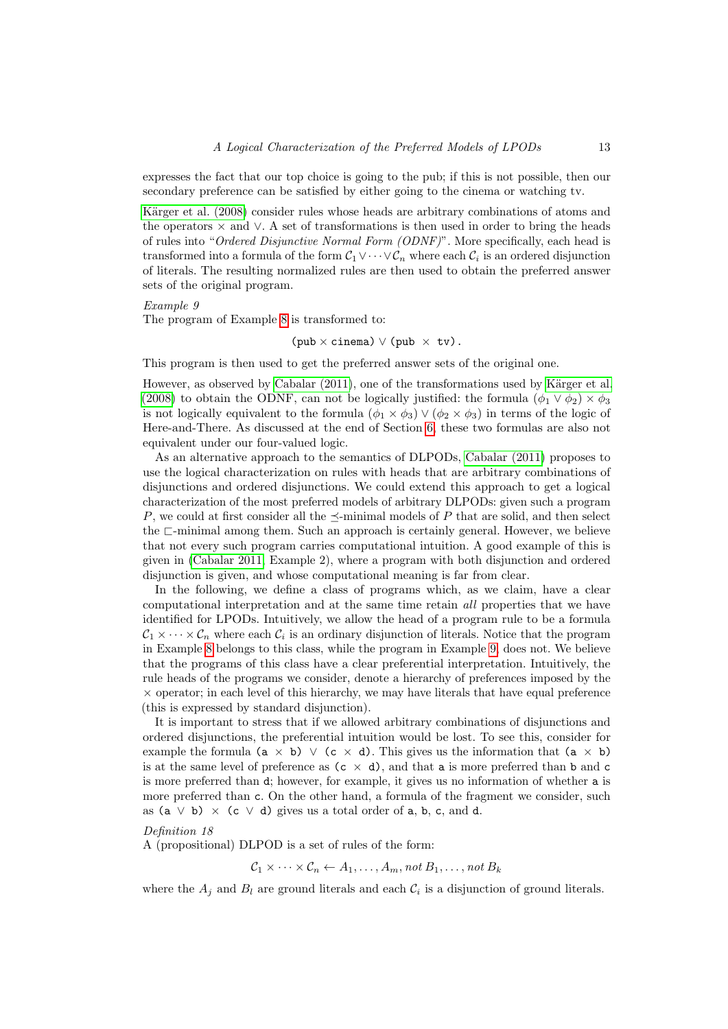expresses the fact that our top choice is going to the pub; if this is not possible, then our secondary preference can be satisfied by either going to the cinema or watching tv.

Kärger et al. (2008) consider rules whose heads are arbitrary combinations of atoms and the operators $\times$ and $\vee$. A set of transformations is then used in order to bring the heads of rules into "*Ordered Disjunctive Normal Form (ODNF)*". More specifically, each head is transformed into a formula of the form $\mathcal{C}_1 \vee \cdots \vee \mathcal{C}_n$ where each $\mathcal{C}_i$ is an ordered disjunction of literals. The resulting normalized rules are then used to obtain the preferred answer sets of the original program.

*Example 9*
The program of Example 8 is transformed to:

$$\texttt{(pub} \times \texttt{cinema)} \vee \texttt{(pub} \times \texttt{tv).}$$

This program is then used to get the preferred answer sets of the original one.

However, as observed by Cabalar (2011), one of the transformations used by Kärger et al. (2008) to obtain the ODNF, can not be logically justified: the formula $(\phi_1 \vee \phi_2) \times \phi_3$ is not logically equivalent to the formula $(\phi_1 \times \phi_3) \vee (\phi_2 \times \phi_3)$ in terms of the logic of Here-and-There. As discussed at the end of Section 6, these two formulas are also not equivalent under our four-valued logic.

As an alternative approach to the semantics of DLPODs, Cabalar (2011) proposes to use the logical characterization on rules with heads that are arbitrary combinations of disjunctions and ordered disjunctions. We could extend this approach to get a logical characterization of the most preferred models of arbitrary DLPODs: given such a program $P$, we could at first consider all the $\preceq$-minimal models of $P$ that are solid, and then select the $\sqsubset$-minimal among them. Such an approach is certainly general. However, we believe that not every such program carries computational intuition. A good example of this is given in (Cabalar 2011, Example 2), where a program with both disjunction and ordered disjunction is given, and whose computational meaning is far from clear.

In the following, we define a class of programs which, as we claim, have a clear computational interpretation and at the same time retain *all* properties that we have identified for LPODs. Intuitively, we allow the head of a program rule to be a formula $\mathcal{C}_1 \times \cdots \times \mathcal{C}_n$ where each $\mathcal{C}_i$ is an ordinary disjunction of literals. Notice that the program in Example 8 belongs to this class, while the program in Example 9, does not. We believe that the programs of this class have a clear preferential interpretation. Intuitively, the rule heads of the programs we consider, denote a hierarchy of preferences imposed by the $\times$ operator; in each level of this hierarchy, we may have literals that have equal preference (this is expressed by standard disjunction).

It is important to stress that if we allowed arbitrary combinations of disjunctions and ordered disjunctions, the preferential intuition would be lost. To see this, consider for example the formula `(a` $\times$ `b)` $\vee$ `(c` $\times$ `d)`. This gives us the information that `(a` $\times$ `b)` is at the same level of preference as `(c` $\times$ `d)`, and that `a` is more preferred than `b` and `c` is more preferred than `d`; however, for example, it gives us no information of whether `a` is more preferred than `c`. On the other hand, a formula of the fragment we consider, such as `(a` $\vee$ `b)` $\times$ `(c` $\vee$ `d)` gives us a total order of `a`, `b`, `c`, and `d`.

*Definition 18*
A (propositional) DLPOD is a set of rules of the form:

$$\mathcal{C}_1 \times \cdots \times \mathcal{C}_n \leftarrow A_1, \ldots, A_m, \textit{not}\ B_1, \ldots, \textit{not}\ B_k$$

where the $A_j$ and $B_l$ are ground literals and each $\mathcal{C}_i$ is a disjunction of ground literals.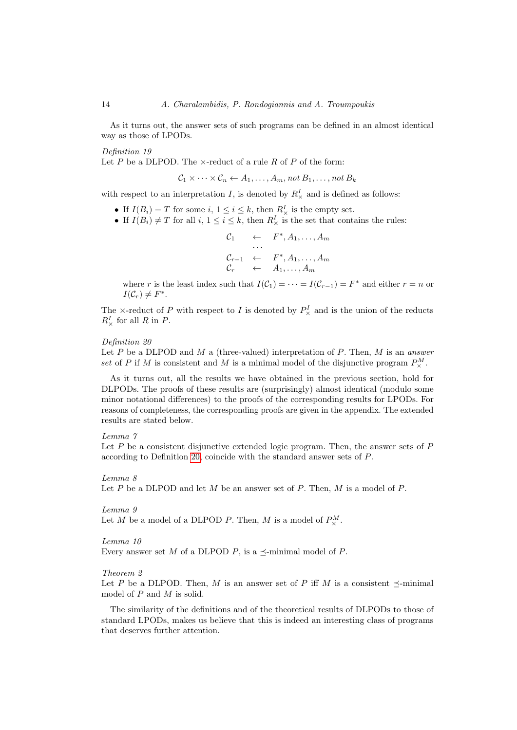As it turns out, the answer sets of such programs can be defined in an almost identical way as those of LPODs.

*Definition 19*
Let $P$ be a DLPOD. The $\times$-reduct of a rule $R$ of $P$ of the form:

$$\mathcal{C}_1 \times \cdots \times \mathcal{C}_n \leftarrow A_1, \ldots, A_m, not\, B_1, \ldots, not\, B_k$$

with respect to an interpretation $I$, is denoted by $R^I_\times$ and is defined as follows:

- If $I(B_i) = T$ for some $i$, $1 \leq i \leq k$, then $R^I_\times$ is the empty set.
- If $I(B_i) \neq T$ for all $i$, $1 \leq i \leq k$, then $R^I_\times$ is the set that contains the rules:

$$\begin{array}{lcl} \mathcal{C}_1 & \leftarrow & F^*, A_1, \ldots, A_m \\ & \cdots & \\ \mathcal{C}_{r-1} & \leftarrow & F^*, A_1, \ldots, A_m \\ \mathcal{C}_r & \leftarrow & A_1, \ldots, A_m \end{array}$$

  where $r$ is the least index such that $I(\mathcal{C}_1) = \cdots = I(\mathcal{C}_{r-1}) = F^*$ and either $r = n$ or $I(\mathcal{C}_r) \neq F^*$.

The $\times$-reduct of $P$ with respect to $I$ is denoted by $P^I_\times$ and is the union of the reducts $R^I_\times$ for all $R$ in $P$.

*Definition 20*
Let $P$ be a DLPOD and $M$ a (three-valued) interpretation of $P$. Then, $M$ is an *answer set* of $P$ if $M$ is consistent and $M$ is a minimal model of the disjunctive program $P^M_\times$.

As it turns out, all the results we have obtained in the previous section, hold for DLPODs. The proofs of these results are (surprisingly) almost identical (modulo some minor notational differences) to the proofs of the corresponding results for LPODs. For reasons of completeness, the corresponding proofs are given in the appendix. The extended results are stated below.

*Lemma 7*
Let $P$ be a consistent disjunctive extended logic program. Then, the answer sets of $P$ according to Definition 20, coincide with the standard answer sets of $P$.

*Lemma 8*
Let $P$ be a DLPOD and let $M$ be an answer set of $P$. Then, $M$ is a model of $P$.

*Lemma 9*
Let $M$ be a model of a DLPOD $P$. Then, $M$ is a model of $P^M_\times$.

*Lemma 10*
Every answer set $M$ of a DLPOD $P$, is a $\preceq$-minimal model of $P$.

*Theorem 2*
Let $P$ be a DLPOD. Then, $M$ is an answer set of $P$ iff $M$ is a consistent $\preceq$-minimal model of $P$ and $M$ is solid.

The similarity of the definitions and of the theoretical results of DLPODs to those of standard LPODs, makes us believe that this is indeed an interesting class of programs that deserves further attention.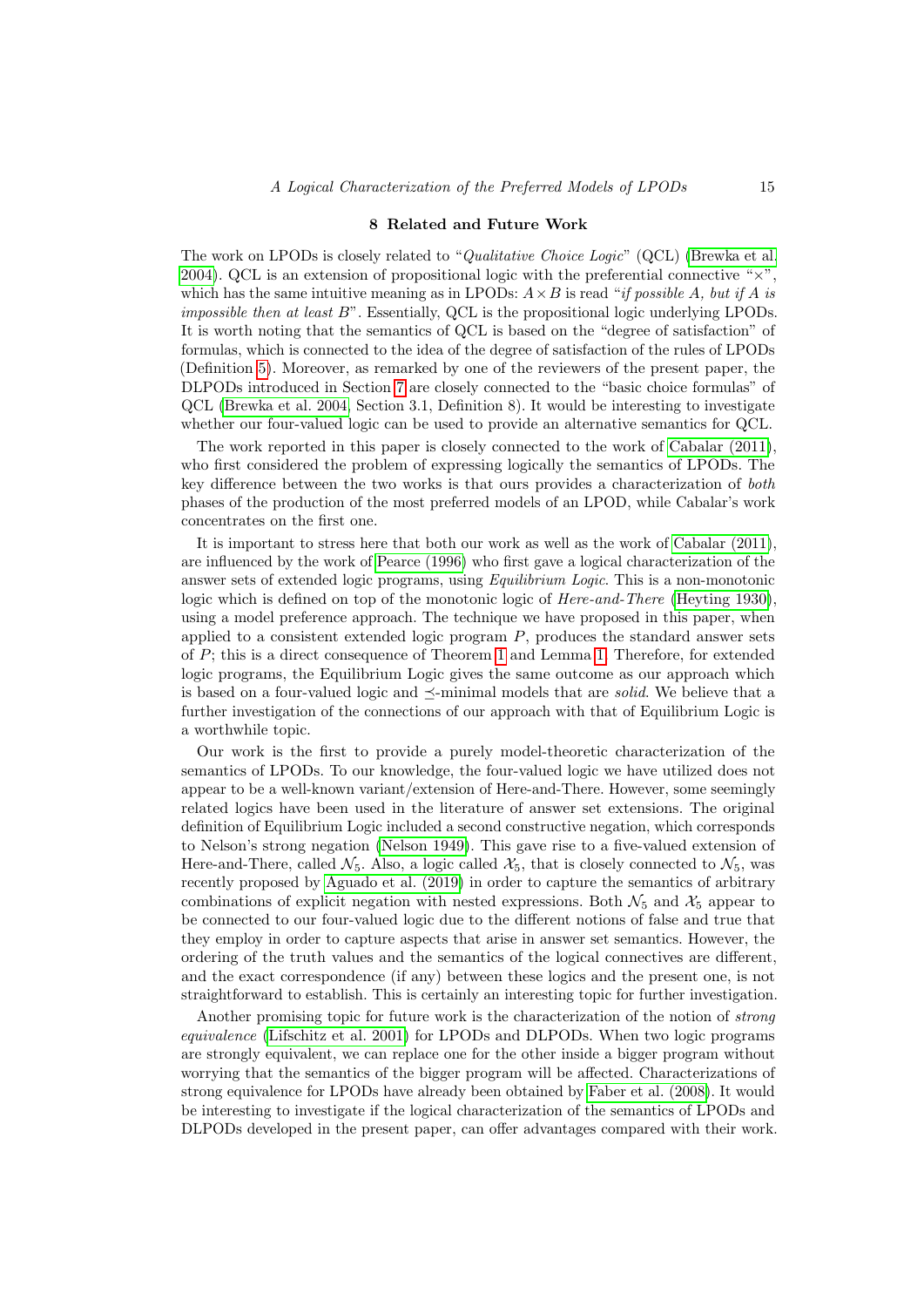## 8 Related and Future Work

The work on LPODs is closely related to "*Qualitative Choice Logic*" (QCL) (Brewka et al. 2004). QCL is an extension of propositional logic with the preferential connective "$\times$", which has the same intuitive meaning as in LPODs: $A \times B$ is read "*if possible A, but if A is impossible then at least B*". Essentially, QCL is the propositional logic underlying LPODs. It is worth noting that the semantics of QCL is based on the "degree of satisfaction" of formulas, which is connected to the idea of the degree of satisfaction of the rules of LPODs (Definition 5). Moreover, as remarked by one of the reviewers of the present paper, the DLPODs introduced in Section 7 are closely connected to the "basic choice formulas" of QCL (Brewka et al. 2004, Section 3.1, Definition 8). It would be interesting to investigate whether our four-valued logic can be used to provide an alternative semantics for QCL.

The work reported in this paper is closely connected to the work of Cabalar (2011), who first considered the problem of expressing logically the semantics of LPODs. The key difference between the two works is that ours provides a characterization of *both* phases of the production of the most preferred models of an LPOD, while Cabalar's work concentrates on the first one.

It is important to stress here that both our work as well as the work of Cabalar (2011), are influenced by the work of Pearce (1996) who first gave a logical characterization of the answer sets of extended logic programs, using *Equilibrium Logic*. This is a non-monotonic logic which is defined on top of the monotonic logic of *Here-and-There* (Heyting 1930), using a model preference approach. The technique we have proposed in this paper, when applied to a consistent extended logic program $P$, produces the standard answer sets of $P$; this is a direct consequence of Theorem 1 and Lemma 1. Therefore, for extended logic programs, the Equilibrium Logic gives the same outcome as our approach which is based on a four-valued logic and $\preceq$-minimal models that are *solid*. We believe that a further investigation of the connections of our approach with that of Equilibrium Logic is a worthwhile topic.

Our work is the first to provide a purely model-theoretic characterization of the semantics of LPODs. To our knowledge, the four-valued logic we have utilized does not appear to be a well-known variant/extension of Here-and-There. However, some seemingly related logics have been used in the literature of answer set extensions. The original definition of Equilibrium Logic included a second constructive negation, which corresponds to Nelson's strong negation (Nelson 1949). This gave rise to a five-valued extension of Here-and-There, called $\mathcal{N}_5$. Also, a logic called $\mathcal{X}_5$, that is closely connected to $\mathcal{N}_5$, was recently proposed by Aguado et al. (2019) in order to capture the semantics of arbitrary combinations of explicit negation with nested expressions. Both $\mathcal{N}_5$ and $\mathcal{X}_5$ appear to be connected to our four-valued logic due to the different notions of false and true that they employ in order to capture aspects that arise in answer set semantics. However, the ordering of the truth values and the semantics of the logical connectives are different, and the exact correspondence (if any) between these logics and the present one, is not straightforward to establish. This is certainly an interesting topic for further investigation.

Another promising topic for future work is the characterization of the notion of *strong equivalence* (Lifschitz et al. 2001) for LPODs and DLPODs. When two logic programs are strongly equivalent, we can replace one for the other inside a bigger program without worrying that the semantics of the bigger program will be affected. Characterizations of strong equivalence for LPODs have already been obtained by Faber et al. (2008). It would be interesting to investigate if the logical characterization of the semantics of LPODs and DLPODs developed in the present paper, can offer advantages compared with their work.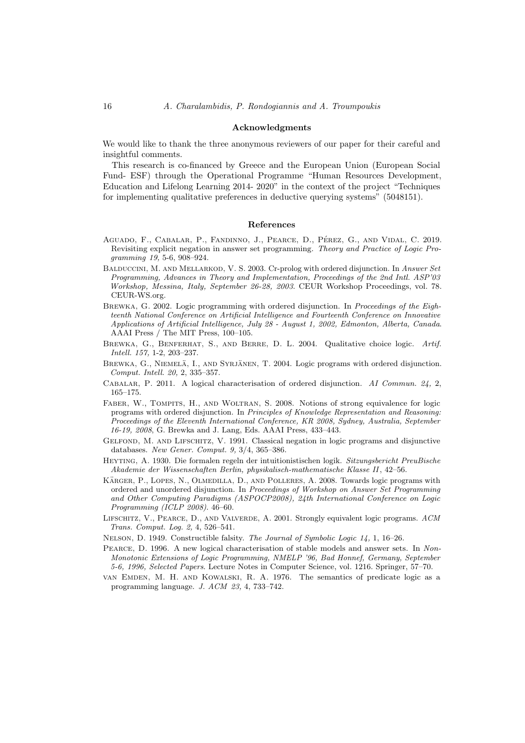## Acknowledgments

We would like to thank the three anonymous reviewers of our paper for their careful and insightful comments.

This research is co-financed by Greece and the European Union (European Social Fund- ESF) through the Operational Programme "Human Resources Development, Education and Lifelong Learning 2014- 2020" in the context of the project "Techniques for implementing qualitative preferences in deductive querying systems" (5048151).

## References

Aguado, F., Cabalar, P., Fandinno, J., Pearce, D., Pérez, G., and Vidal, C. 2019. Revisiting explicit negation in answer set programming. *Theory and Practice of Logic Programming 19,* 5-6, 908–924.

Balduccini, M. and Mellarkod, V. S. 2003. Cr-prolog with ordered disjunction. In *Answer Set Programming, Advances in Theory and Implementation, Proceedings of the 2nd Intl. ASP'03 Workshop, Messina, Italy, September 26-28, 2003*. CEUR Workshop Proceedings, vol. 78. CEUR-WS.org.

Brewka, G. 2002. Logic programming with ordered disjunction. In *Proceedings of the Eighteenth National Conference on Artificial Intelligence and Fourteenth Conference on Innovative Applications of Artificial Intelligence, July 28 - August 1, 2002, Edmonton, Alberta, Canada*. AAAI Press / The MIT Press, 100–105.

Brewka, G., Benferhat, S., and Berre, D. L. 2004. Qualitative choice logic. *Artif. Intell. 157,* 1-2, 203–237.

Brewka, G., Niemelä, I., and Syrjänen, T. 2004. Logic programs with ordered disjunction. *Comput. Intell. 20,* 2, 335–357.

Cabalar, P. 2011. A logical characterisation of ordered disjunction. *AI Commun. 24,* 2, 165–175.

Faber, W., Tompits, H., and Woltran, S. 2008. Notions of strong equivalence for logic programs with ordered disjunction. In *Principles of Knowledge Representation and Reasoning: Proceedings of the Eleventh International Conference, KR 2008, Sydney, Australia, September 16-19, 2008*, G. Brewka and J. Lang, Eds. AAAI Press, 433–443.

Gelfond, M. and Lifschitz, V. 1991. Classical negation in logic programs and disjunctive databases. *New Gener. Comput. 9,* 3/4, 365–386.

Heyting, A. 1930. Die formalen regeln der intuitionistischen logik. *Sitzungsbericht PreuBische Akademie der Wissenschaften Berlin, physikalisch-mathematische Klasse II*, 42–56.

Kärger, P., Lopes, N., Olmedilla, D., and Polleres, A. 2008. Towards logic programs with ordered and unordered disjunction. In *Proceedings of Workshop on Answer Set Programming and Other Computing Paradigms (ASPOCP2008), 24th International Conference on Logic Programming (ICLP 2008)*. 46–60.

Lifschitz, V., Pearce, D., and Valverde, A. 2001. Strongly equivalent logic programs. *ACM Trans. Comput. Log. 2,* 4, 526–541.

Nelson, D. 1949. Constructible falsity. *The Journal of Symbolic Logic 14,* 1, 16–26.

Pearce, D. 1996. A new logical characterisation of stable models and answer sets. In *Non-Monotonic Extensions of Logic Programming, NMELP '96, Bad Honnef, Germany, September 5-6, 1996, Selected Papers*. Lecture Notes in Computer Science, vol. 1216. Springer, 57–70.

van Emden, M. H. and Kowalski, R. A. 1976. The semantics of predicate logic as a programming language. *J. ACM 23,* 4, 733–742.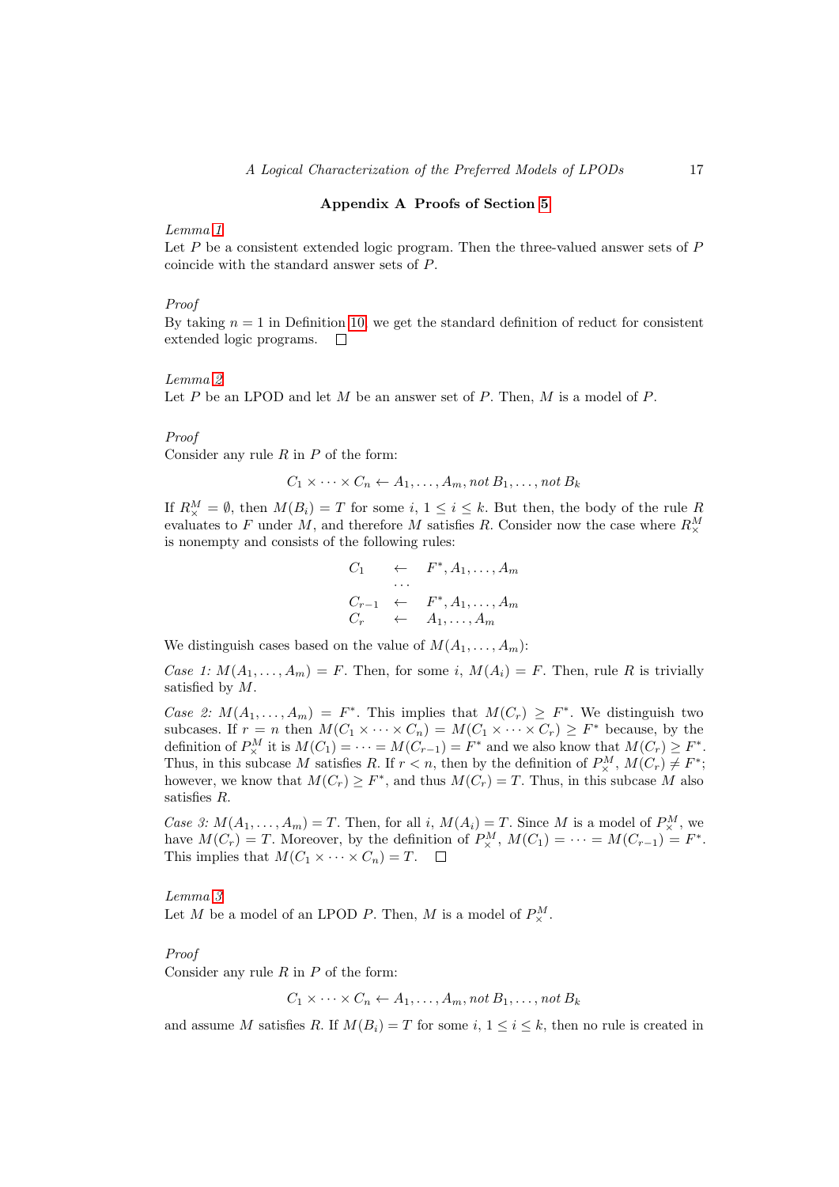## Appendix A Proofs of Section 5

*Lemma 1*
Let $P$ be a consistent extended logic program. Then the three-valued answer sets of $P$ coincide with the standard answer sets of $P$.

*Proof*
By taking $n = 1$ in Definition 10, we get the standard definition of reduct for consistent extended logic programs. $\square$

*Lemma 2*
Let $P$ be an LPOD and let $M$ be an answer set of $P$. Then, $M$ is a model of $P$.

*Proof*
Consider any rule $R$ in $P$ of the form:

$$C_1 \times \cdots \times C_n \leftarrow A_1, \ldots, A_m, \textit{not}\, B_1, \ldots, \textit{not}\, B_k$$

If $R_\times^M = \emptyset$, then $M(B_i) = T$ for some $i$, $1 \leq i \leq k$. But then, the body of the rule $R$ evaluates to $F$ under $M$, and therefore $M$ satisfies $R$. Consider now the case where $R_\times^M$ is nonempty and consists of the following rules:

$$\begin{array}{lcl} C_1 & \leftarrow & F^*, A_1, \ldots, A_m \\ & \cdots & \\ C_{r-1} & \leftarrow & F^*, A_1, \ldots, A_m \\ C_r & \leftarrow & A_1, \ldots, A_m \end{array}$$

We distinguish cases based on the value of $M(A_1, \ldots, A_m)$:

*Case 1:* $M(A_1, \ldots, A_m) = F$. Then, for some $i$, $M(A_i) = F$. Then, rule $R$ is trivially satisfied by $M$.

*Case 2:* $M(A_1, \ldots, A_m) = F^*$. This implies that $M(C_r) \geq F^*$. We distinguish two subcases. If $r = n$ then $M(C_1 \times \cdots \times C_n) = M(C_1 \times \cdots \times C_r) \geq F^*$ because, by the definition of $P_\times^M$ it is $M(C_1) = \cdots = M(C_{r-1}) = F^*$ and we also know that $M(C_r) \geq F^*$. Thus, in this subcase $M$ satisfies $R$. If $r < n$, then by the definition of $P_\times^M$, $M(C_r) \neq F^*$; however, we know that $M(C_r) \geq F^*$, and thus $M(C_r) = T$. Thus, in this subcase $M$ also satisfies $R$.

*Case 3:* $M(A_1, \ldots, A_m) = T$. Then, for all $i$, $M(A_i) = T$. Since $M$ is a model of $P_\times^M$, we have $M(C_r) = T$. Moreover, by the definition of $P_\times^M$, $M(C_1) = \cdots = M(C_{r-1}) = F^*$. This implies that $M(C_1 \times \cdots \times C_n) = T$. $\square$

*Lemma 3*
Let $M$ be a model of an LPOD $P$. Then, $M$ is a model of $P_\times^M$.

*Proof*
Consider any rule $R$ in $P$ of the form:

$$C_1 \times \cdots \times C_n \leftarrow A_1, \ldots, A_m, \textit{not}\, B_1, \ldots, \textit{not}\, B_k$$

and assume $M$ satisfies $R$. If $M(B_i) = T$ for some $i$, $1 \leq i \leq k$, then no rule is created in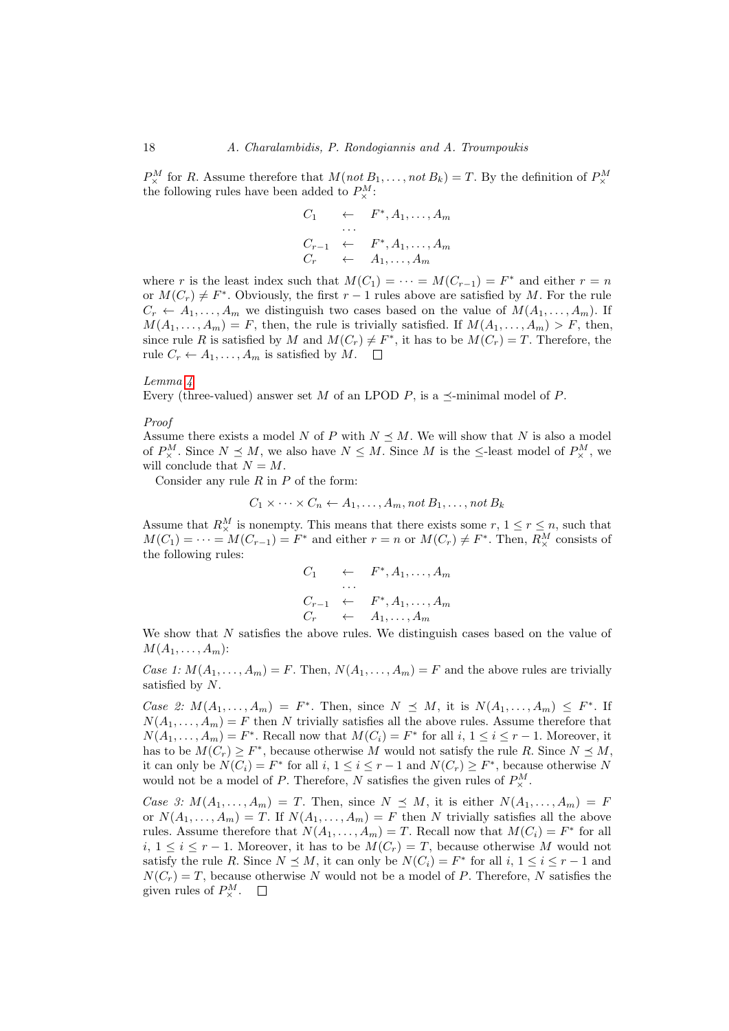$P^M_\times$ for $R$. Assume therefore that $M(not\,B_1,\ldots,not\,B_k) = T$. By the definition of $P^M_\times$ the following rules have been added to $P^M_\times$:

$$\begin{array}{lcl} C_1 & \leftarrow & F^*, A_1, \ldots, A_m \\ & \cdots & \\ C_{r-1} & \leftarrow & F^*, A_1, \ldots, A_m \\ C_r & \leftarrow & A_1, \ldots, A_m \end{array}$$

where $r$ is the least index such that $M(C_1) = \cdots = M(C_{r-1}) = F^*$ and either $r = n$ or $M(C_r) \neq F^*$. Obviously, the first $r-1$ rules above are satisfied by $M$. For the rule $C_r \leftarrow A_1, \ldots, A_m$ we distinguish two cases based on the value of $M(A_1, \ldots, A_m)$. If $M(A_1, \ldots, A_m) = F$, then, the rule is trivially satisfied. If $M(A_1, \ldots, A_m) > F$, then, since rule $R$ is satisfied by $M$ and $M(C_r) \neq F^*$, it has to be $M(C_r) = T$. Therefore, the rule $C_r \leftarrow A_1, \ldots, A_m$ is satisfied by $M$. □

*Lemma 4*
Every (three-valued) answer set $M$ of an LPOD $P$, is a $\preceq$-minimal model of $P$.

*Proof*
Assume there exists a model $N$ of $P$ with $N \preceq M$. We will show that $N$ is also a model of $P^M_\times$. Since $N \preceq M$, we also have $N \leq M$. Since $M$ is the $\leq$-least model of $P^M_\times$, we will conclude that $N = M$.

Consider any rule $R$ in $P$ of the form:

$$C_1 \times \cdots \times C_n \leftarrow A_1, \ldots, A_m, not\,B_1, \ldots, not\,B_k$$

Assume that $R^M_\times$ is nonempty. This means that there exists some $r$, $1 \leq r \leq n$, such that $M(C_1) = \cdots = M(C_{r-1}) = F^*$ and either $r = n$ or $M(C_r) \neq F^*$. Then, $R^M_\times$ consists of the following rules:

$$\begin{array}{lcl} C_1 & \leftarrow & F^*, A_1, \ldots, A_m \\ & \cdots & \\ C_{r-1} & \leftarrow & F^*, A_1, \ldots, A_m \\ C_r & \leftarrow & A_1, \ldots, A_m \end{array}$$

We show that $N$ satisfies the above rules. We distinguish cases based on the value of $M(A_1, \ldots, A_m)$:

*Case 1:* $M(A_1, \ldots, A_m) = F$. Then, $N(A_1, \ldots, A_m) = F$ and the above rules are trivially satisfied by $N$.

*Case 2:* $M(A_1, \ldots, A_m) = F^*$. Then, since $N \preceq M$, it is $N(A_1, \ldots, A_m) \leq F^*$. If $N(A_1, \ldots, A_m) = F$ then $N$ trivially satisfies all the above rules. Assume therefore that $N(A_1, \ldots, A_m) = F^*$. Recall now that $M(C_i) = F^*$ for all $i$, $1 \leq i \leq r-1$. Moreover, it has to be $M(C_r) \geq F^*$, because otherwise $M$ would not satisfy the rule $R$. Since $N \preceq M$, it can only be $N(C_i) = F^*$ for all $i$, $1 \leq i \leq r-1$ and $N(C_r) \geq F^*$, because otherwise $N$ would not be a model of $P$. Therefore, $N$ satisfies the given rules of $P^M_\times$.

*Case 3:* $M(A_1, \ldots, A_m) = T$. Then, since $N \preceq M$, it is either $N(A_1, \ldots, A_m) = F$ or $N(A_1, \ldots, A_m) = T$. If $N(A_1, \ldots, A_m) = F$ then $N$ trivially satisfies all the above rules. Assume therefore that $N(A_1, \ldots, A_m) = T$. Recall now that $M(C_i) = F^*$ for all $i$, $1 \leq i \leq r-1$. Moreover, it has to be $M(C_r) = T$, because otherwise $M$ would not satisfy the rule $R$. Since $N \preceq M$, it can only be $N(C_i) = F^*$ for all $i$, $1 \leq i \leq r-1$ and $N(C_r) = T$, because otherwise $N$ would not be a model of $P$. Therefore, $N$ satisfies the given rules of $P^M_\times$. □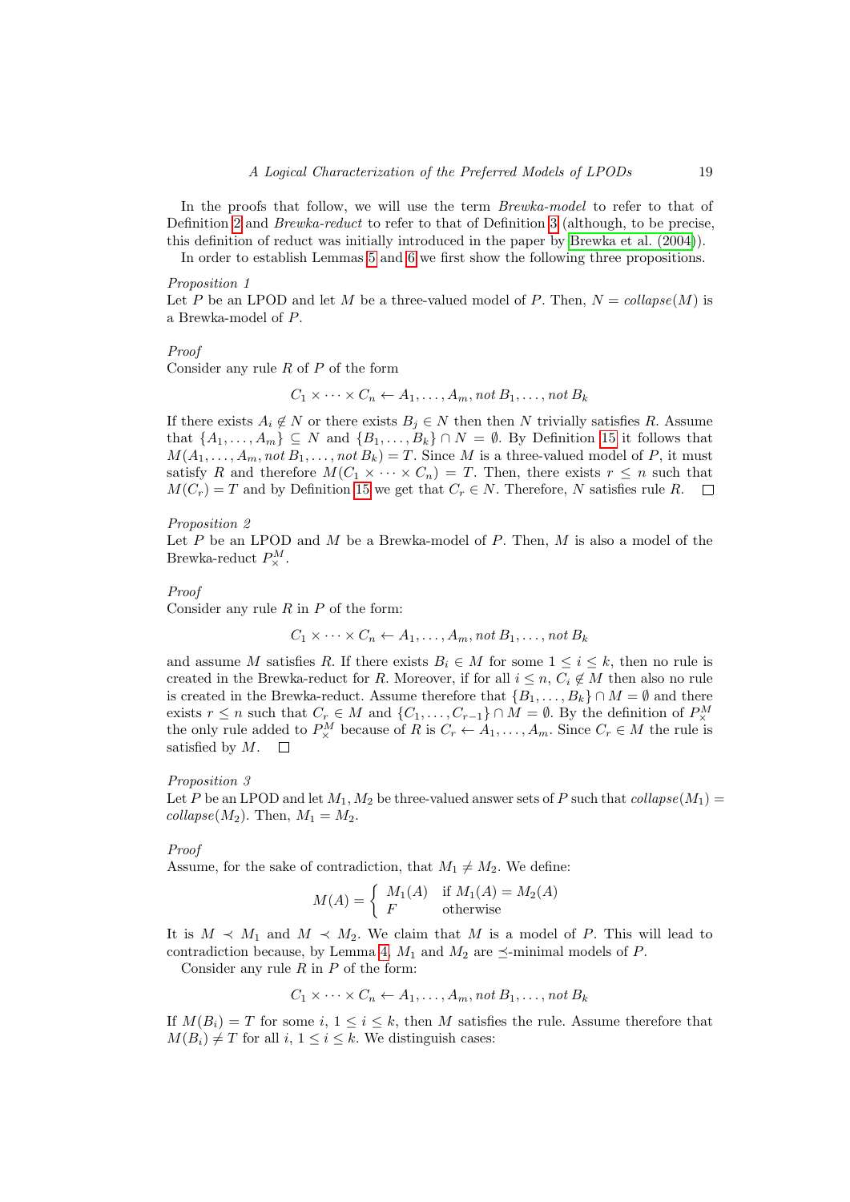In the proofs that follow, we will use the term *Brewka-model* to refer to that of Definition 2 and *Brewka-reduct* to refer to that of Definition 3 (although, to be precise, this definition of reduct was initially introduced in the paper by Brewka et al. (2004)).

In order to establish Lemmas 5 and 6 we first show the following three propositions.

*Proposition 1*
Let $P$ be an LPOD and let $M$ be a three-valued model of $P$. Then, $N = \mathit{collapse}(M)$ is a Brewka-model of $P$.

*Proof*
Consider any rule $R$ of $P$ of the form

$$C_1 \times \cdots \times C_n \leftarrow A_1, \ldots, A_m, \mathit{not}\, B_1, \ldots, \mathit{not}\, B_k$$

If there exists $A_i \notin N$ or there exists $B_j \in N$ then then $N$ trivially satisfies $R$. Assume that $\{A_1, \ldots, A_m\} \subseteq N$ and $\{B_1, \ldots, B_k\} \cap N = \emptyset$. By Definition 15 it follows that $M(A_1, \ldots, A_m, \mathit{not}\, B_1, \ldots, \mathit{not}\, B_k) = T$. Since $M$ is a three-valued model of $P$, it must satisfy $R$ and therefore $M(C_1 \times \cdots \times C_n) = T$. Then, there exists $r \leq n$ such that $M(C_r) = T$ and by Definition 15 we get that $C_r \in N$. Therefore, $N$ satisfies rule $R$. $\square$

*Proposition 2*
Let $P$ be an LPOD and $M$ be a Brewka-model of $P$. Then, $M$ is also a model of the Brewka-reduct $P^M_\times$.

*Proof*
Consider any rule $R$ in $P$ of the form:

$$C_1 \times \cdots \times C_n \leftarrow A_1, \ldots, A_m, \mathit{not}\, B_1, \ldots, \mathit{not}\, B_k$$

and assume $M$ satisfies $R$. If there exists $B_i \in M$ for some $1 \leq i \leq k$, then no rule is created in the Brewka-reduct for $R$. Moreover, if for all $i \leq n$, $C_i \notin M$ then also no rule is created in the Brewka-reduct. Assume therefore that $\{B_1, \ldots, B_k\} \cap M = \emptyset$ and there exists $r \leq n$ such that $C_r \in M$ and $\{C_1, \ldots, C_{r-1}\} \cap M = \emptyset$. By the definition of $P^M_\times$ the only rule added to $P^M_\times$ because of $R$ is $C_r \leftarrow A_1, \ldots, A_m$. Since $C_r \in M$ the rule is satisfied by $M$. $\square$

*Proposition 3*
Let $P$ be an LPOD and let $M_1, M_2$ be three-valued answer sets of $P$ such that $\mathit{collapse}(M_1) = \mathit{collapse}(M_2)$. Then, $M_1 = M_2$.

*Proof*
Assume, for the sake of contradiction, that $M_1 \neq M_2$. We define:

$$M(A) = \begin{cases} M_1(A) & \text{if } M_1(A) = M_2(A) \\ F & \text{otherwise} \end{cases}$$

It is $M \prec M_1$ and $M \prec M_2$. We claim that $M$ is a model of $P$. This will lead to contradiction because, by Lemma 4, $M_1$ and $M_2$ are $\preceq$-minimal models of $P$.

Consider any rule $R$ in $P$ of the form:

$$C_1 \times \cdots \times C_n \leftarrow A_1, \ldots, A_m, \mathit{not}\, B_1, \ldots, \mathit{not}\, B_k$$

If $M(B_i) = T$ for some $i$, $1 \leq i \leq k$, then $M$ satisfies the rule. Assume therefore that $M(B_i) \neq T$ for all $i$, $1 \leq i \leq k$. We distinguish cases: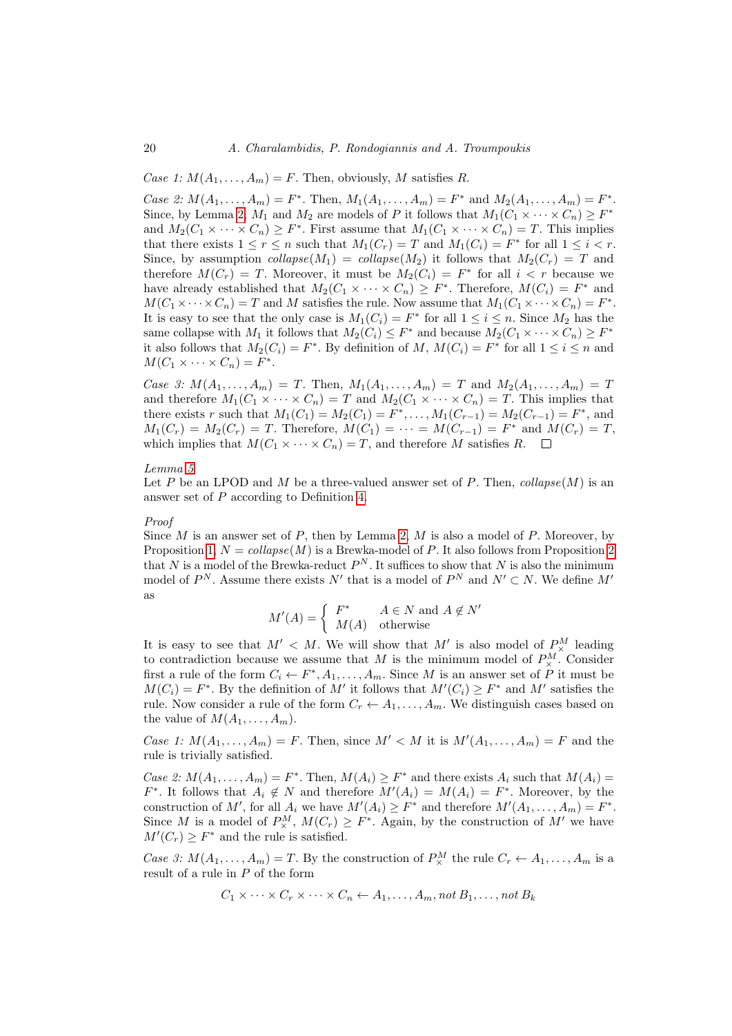*Case 1:* $M(A_1, \ldots, A_m) = F$. Then, obviously, $M$ satisfies $R$.

*Case 2:* $M(A_1, \ldots, A_m) = F^*$. Then, $M_1(A_1, \ldots, A_m) = F^*$ and $M_2(A_1, \ldots, A_m) = F^*$. Since, by Lemma 2, $M_1$ and $M_2$ are models of $P$ it follows that $M_1(C_1 \times \cdots \times C_n) \geq F^*$ and $M_2(C_1 \times \cdots \times C_n) \geq F^*$. First assume that $M_1(C_1 \times \cdots \times C_n) = T$. This implies that there exists $1 \leq r \leq n$ such that $M_1(C_r) = T$ and $M_1(C_i) = F^*$ for all $1 \leq i < r$. Since, by assumption $collapse(M_1) = collapse(M_2)$ it follows that $M_2(C_r) = T$ and therefore $M(C_r) = T$. Moreover, it must be $M_2(C_i) = F^*$ for all $i < r$ because we have already established that $M_2(C_1 \times \cdots \times C_n) \geq F^*$. Therefore, $M(C_i) = F^*$ and $M(C_1 \times \cdots \times C_n) = T$ and $M$ satisfies the rule. Now assume that $M_1(C_1 \times \cdots \times C_n) = F^*$. It is easy to see that the only case is $M_1(C_i) = F^*$ for all $1 \leq i \leq n$. Since $M_2$ has the same collapse with $M_1$ it follows that $M_2(C_i) \leq F^*$ and because $M_2(C_1 \times \cdots \times C_n) \geq F^*$ it also follows that $M_2(C_i) = F^*$. By definition of $M$, $M(C_i) = F^*$ for all $1 \leq i \leq n$ and $M(C_1 \times \cdots \times C_n) = F^*$.

*Case 3:* $M(A_1, \ldots, A_m) = T$. Then, $M_1(A_1, \ldots, A_m) = T$ and $M_2(A_1, \ldots, A_m) = T$ and therefore $M_1(C_1 \times \cdots \times C_n) = T$ and $M_2(C_1 \times \cdots \times C_n) = T$. This implies that there exists $r$ such that $M_1(C_1) = M_2(C_1) = F^*, \ldots, M_1(C_{r-1}) = M_2(C_{r-1}) = F^*$, and $M_1(C_r) = M_2(C_r) = T$. Therefore, $M(C_1) = \cdots = M(C_{r-1}) = F^*$ and $M(C_r) = T$, which implies that $M(C_1 \times \cdots \times C_n) = T$, and therefore $M$ satisfies $R$. □

*Lemma 5*
Let $P$ be an LPOD and $M$ be a three-valued answer set of $P$. Then, $collapse(M)$ is an answer set of $P$ according to Definition 4.

*Proof*
Since $M$ is an answer set of $P$, then by Lemma 2, $M$ is also a model of $P$. Moreover, by Proposition 1, $N = collapse(M)$ is a Brewka-model of $P$. It also follows from Proposition 2 that $N$ is a model of the Brewka-reduct $P^N$. It suffices to show that $N$ is also the minimum model of $P^N$. Assume there exists $N'$ that is a model of $P^N$ and $N' \subset N$. We define $M'$ as

$$M'(A) = \begin{cases} F^* & A \in N \text{ and } A \notin N' \\ M(A) & \text{otherwise} \end{cases}$$

It is easy to see that $M' < M$. We will show that $M'$ is also model of $P^M_\times$ leading to contradiction because we assume that $M$ is the minimum model of $P^M_\times$. Consider first a rule of the form $C_i \leftarrow F^*, A_1, \ldots, A_m$. Since $M$ is an answer set of $P$ it must be $M(C_i) = F^*$. By the definition of $M'$ it follows that $M'(C_i) \geq F^*$ and $M'$ satisfies the rule. Now consider a rule of the form $C_r \leftarrow A_1, \ldots, A_m$. We distinguish cases based on the value of $M(A_1, \ldots, A_m)$.

*Case 1:* $M(A_1, \ldots, A_m) = F$. Then, since $M' < M$ it is $M'(A_1, \ldots, A_m) = F$ and the rule is trivially satisfied.

*Case 2:* $M(A_1, \ldots, A_m) = F^*$. Then, $M(A_i) \geq F^*$ and there exists $A_i$ such that $M(A_i) = F^*$. It follows that $A_i \notin N$ and therefore $M'(A_i) = M(A_i) = F^*$. Moreover, by the construction of $M'$, for all $A_i$ we have $M'(A_i) \geq F^*$ and therefore $M'(A_1, \ldots, A_m) = F^*$. Since $M$ is a model of $P^M_\times$, $M(C_r) \geq F^*$. Again, by the construction of $M'$ we have $M'(C_r) \geq F^*$ and the rule is satisfied.

*Case 3:* $M(A_1, \ldots, A_m) = T$. By the construction of $P^M_\times$ the rule $C_r \leftarrow A_1, \ldots, A_m$ is a result of a rule in $P$ of the form

$$C_1 \times \cdots \times C_r \times \cdots \times C_n \leftarrow A_1, \ldots, A_m, \mathit{not}\, B_1, \ldots, \mathit{not}\, B_k$$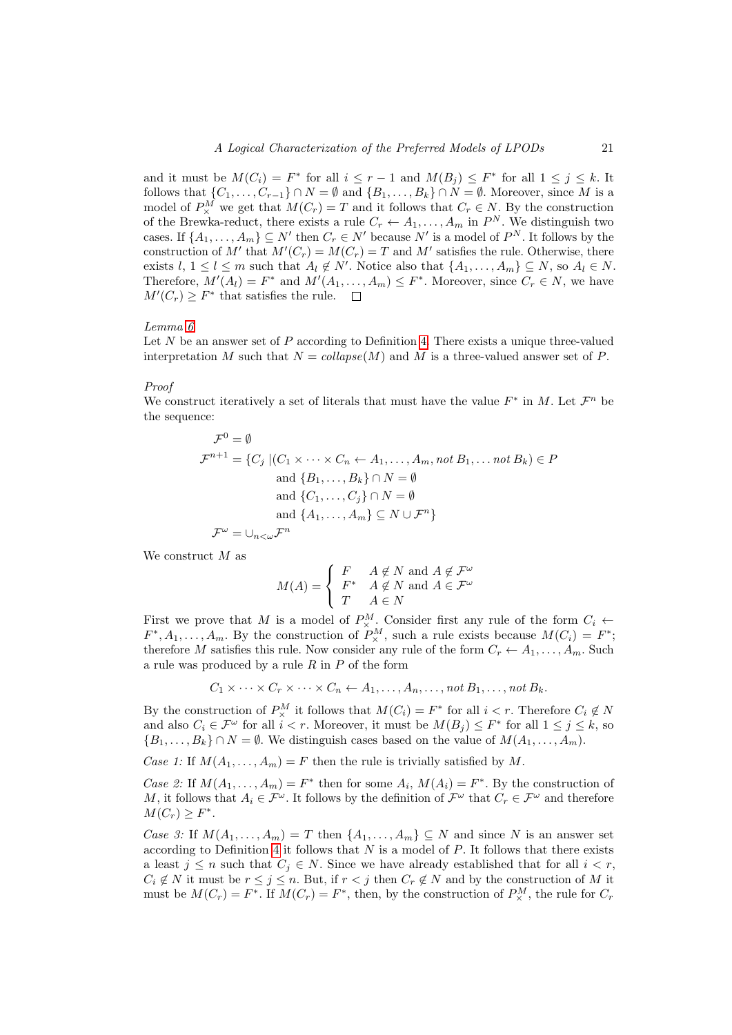and it must be $M(C_i) = F^*$ for all $i \leq r-1$ and $M(B_j) \leq F^*$ for all $1 \leq j \leq k$. It follows that $\{C_1, \dots, C_{r-1}\} \cap N = \emptyset$ and $\{B_1, \dots, B_k\} \cap N = \emptyset$. Moreover, since $M$ is a model of $P^M_\times$ we get that $M(C_r) = T$ and it follows that $C_r \in N$. By the construction of the Brewka-reduct, there exists a rule $C_r \leftarrow A_1, \dots, A_m$ in $P^N$. We distinguish two cases. If $\{A_1, \dots, A_m\} \subseteq N'$ then $C_r \in N'$ because $N'$ is a model of $P^N$. It follows by the construction of $M'$ that $M'(C_r) = M(C_r) = T$ and $M'$ satisfies the rule. Otherwise, there exists $l$, $1 \leq l \leq m$ such that $A_l \notin N'$. Notice also that $\{A_1, \dots, A_m\} \subseteq N$, so $A_l \in N$. Therefore, $M'(A_l) = F^*$ and $M'(A_1, \dots, A_m) \leq F^*$. Moreover, since $C_r \in N$, we have $M'(C_r) \geq F^*$ that satisfies the rule. □

*Lemma 6*
Let $N$ be an answer set of $P$ according to Definition 4. There exists a unique three-valued interpretation $M$ such that $N = \mathit{collapse}(M)$ and $M$ is a three-valued answer set of $P$.

*Proof*
We construct iteratively a set of literals that must have the value $F^*$ in $M$. Let $\mathcal{F}^n$ be the sequence:

$$
\begin{aligned}
\mathcal{F}^0 &= \emptyset \\
\mathcal{F}^{n+1} &= \{C_j \mid (C_1 \times \cdots \times C_n \leftarrow A_1, \dots, A_m, \mathit{not}\, B_1, \dots \mathit{not}\, B_k) \in P \\
&\qquad \text{and } \{B_1, \dots, B_k\} \cap N = \emptyset \\
&\qquad \text{and } \{C_1, \dots, C_j\} \cap N = \emptyset \\
&\qquad \text{and } \{A_1, \dots, A_m\} \subseteq N \cup \mathcal{F}^n\} \\
\mathcal{F}^\omega &= \cup_{n<\omega} \mathcal{F}^n
\end{aligned}
$$

We construct $M$ as

$$
M(A) = \begin{cases} F & A \notin N \text{ and } A \notin \mathcal{F}^\omega \\ F^* & A \notin N \text{ and } A \in \mathcal{F}^\omega \\ T & A \in N \end{cases}
$$

First we prove that $M$ is a model of $P^M_\times$. Consider first any rule of the form $C_i \leftarrow F^*, A_1, \dots, A_m$. By the construction of $P^M_\times$, such a rule exists because $M(C_i) = F^*$; therefore $M$ satisfies this rule. Now consider any rule of the form $C_r \leftarrow A_1, \dots, A_m$. Such a rule was produced by a rule $R$ in $P$ of the form

$$C_1 \times \cdots \times C_r \times \cdots \times C_n \leftarrow A_1, \dots, A_n, \dots, \mathit{not}\, B_1, \dots, \mathit{not}\, B_k.$$

By the construction of $P^M_\times$ it follows that $M(C_i) = F^*$ for all $i < r$. Therefore $C_i \notin N$ and also $C_i \in \mathcal{F}^\omega$ for all $i < r$. Moreover, it must be $M(B_j) \leq F^*$ for all $1 \leq j \leq k$, so $\{B_1, \dots, B_k\} \cap N = \emptyset$. We distinguish cases based on the value of $M(A_1, \dots, A_m)$.

*Case 1:* If $M(A_1, \dots, A_m) = F$ then the rule is trivially satisfied by $M$.

*Case 2:* If $M(A_1, \dots, A_m) = F^*$ then for some $A_i$, $M(A_i) = F^*$. By the construction of $M$, it follows that $A_i \in \mathcal{F}^\omega$. It follows by the definition of $\mathcal{F}^\omega$ that $C_r \in \mathcal{F}^\omega$ and therefore $M(C_r) \geq F^*$.

*Case 3:* If $M(A_1, \dots, A_m) = T$ then $\{A_1, \dots, A_m\} \subseteq N$ and since $N$ is an answer set according to Definition 4 it follows that $N$ is a model of $P$. It follows that there exists a least $j \leq n$ such that $C_j \in N$. Since we have already established that for all $i < r$, $C_i \notin N$ it must be $r \leq j \leq n$. But, if $r < j$ then $C_r \notin N$ and by the construction of $M$ it must be $M(C_r) = F^*$. If $M(C_r) = F^*$, then, by the construction of $P^M_\times$, the rule for $C_r$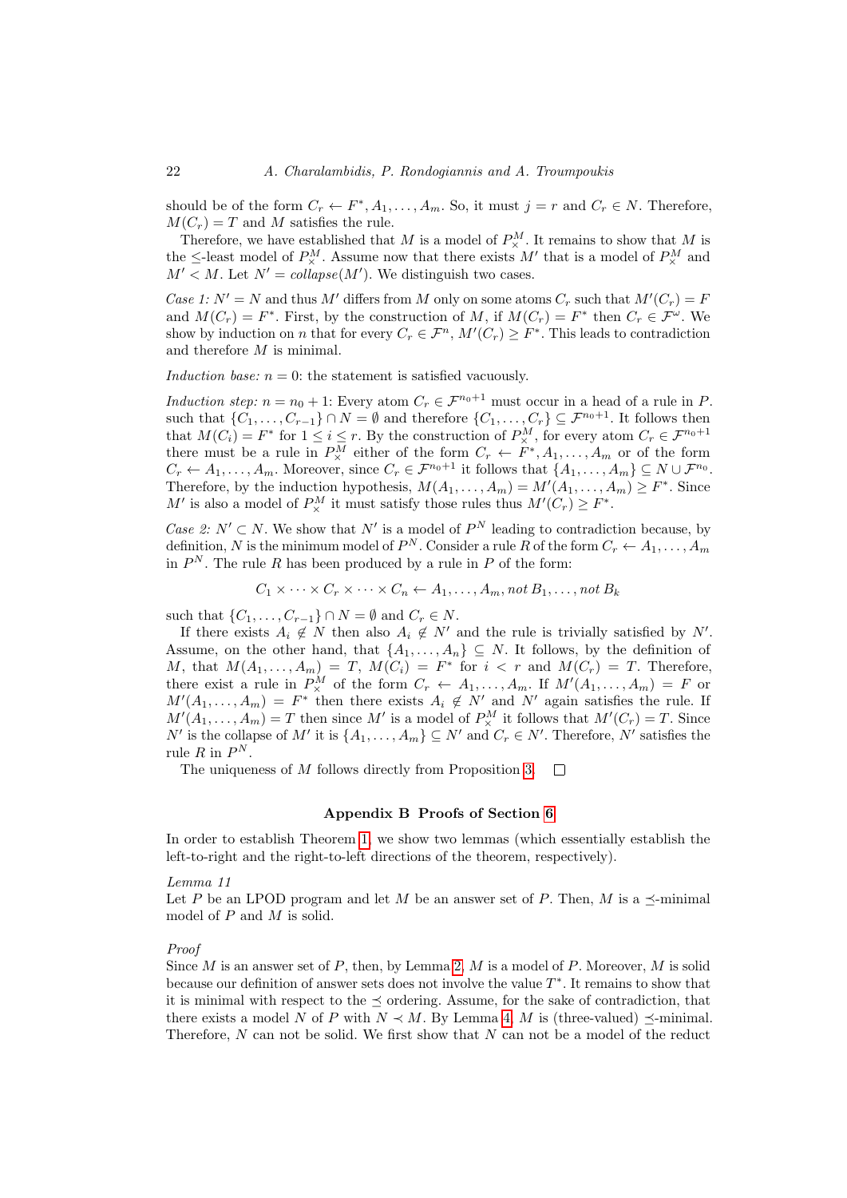should be of the form $C_r \leftarrow F^*, A_1, \ldots, A_m$. So, it must $j = r$ and $C_r \in N$. Therefore, $M(C_r) = T$ and $M$ satisfies the rule.

Therefore, we have established that $M$ is a model of $P^M_\times$. It remains to show that $M$ is the $\leq$-least model of $P^M_\times$. Assume now that there exists $M'$ that is a model of $P^M_\times$ and $M' < M$. Let $N' = \mathit{collapse}(M')$. We distinguish two cases.

*Case 1:* $N' = N$ and thus $M'$ differs from $M$ only on some atoms $C_r$ such that $M'(C_r) = F$ and $M(C_r) = F^*$. First, by the construction of $M$, if $M(C_r) = F^*$ then $C_r \in \mathcal{F}^\omega$. We show by induction on $n$ that for every $C_r \in \mathcal{F}^n$, $M'(C_r) \geq F^*$. This leads to contradiction and therefore $M$ is minimal.

*Induction base:* $n = 0$: the statement is satisfied vacuously.

*Induction step:* $n = n_0 + 1$: Every atom $C_r \in \mathcal{F}^{n_0+1}$ must occur in a head of a rule in $P$. such that $\{C_1, \ldots, C_{r-1}\} \cap N = \emptyset$ and therefore $\{C_1, \ldots, C_r\} \subseteq \mathcal{F}^{n_0+1}$. It follows then that $M(C_i) = F^*$ for $1 \leq i \leq r$. By the construction of $P^M_\times$, for every atom $C_r \in \mathcal{F}^{n_0+1}$ there must be a rule in $P^M_\times$ either of the form $C_r \leftarrow F^*, A_1, \ldots, A_m$ or of the form $C_r \leftarrow A_1, \ldots, A_m$. Moreover, since $C_r \in \mathcal{F}^{n_0+1}$ it follows that $\{A_1, \ldots, A_m\} \subseteq N \cup \mathcal{F}^{n_0}$. Therefore, by the induction hypothesis, $M(A_1, \ldots, A_m) = M'(A_1, \ldots, A_m) \geq F^*$. Since $M'$ is also a model of $P^M_\times$ it must satisfy those rules thus $M'(C_r) \geq F^*$.

*Case 2:* $N' \subset N$. We show that $N'$ is a model of $P^N$ leading to contradiction because, by definition, $N$ is the minimum model of $P^N$. Consider a rule $R$ of the form $C_r \leftarrow A_1, \ldots, A_m$ in $P^N$. The rule $R$ has been produced by a rule in $P$ of the form:

$$C_1 \times \cdots \times C_r \times \cdots \times C_n \leftarrow A_1, \ldots, A_m, \mathit{not}\, B_1, \ldots, \mathit{not}\, B_k$$

such that $\{C_1, \ldots, C_{r-1}\} \cap N = \emptyset$ and $C_r \in N$.

If there exists $A_i \notin N$ then also $A_i \notin N'$ and the rule is trivially satisfied by $N'$. Assume, on the other hand, that $\{A_1, \ldots, A_n\} \subseteq N$. It follows, by the definition of $M$, that $M(A_1, \ldots, A_m) = T$, $M(C_i) = F^*$ for $i < r$ and $M(C_r) = T$. Therefore, there exist a rule in $P^M_\times$ of the form $C_r \leftarrow A_1, \ldots, A_m$. If $M'(A_1, \ldots, A_m) = F$ or $M'(A_1, \ldots, A_m) = F^*$ then there exists $A_i \notin N'$ and $N'$ again satisfies the rule. If $M'(A_1, \ldots, A_m) = T$ then since $M'$ is a model of $P^M_\times$ it follows that $M'(C_r) = T$. Since $N'$ is the collapse of $M'$ it is $\{A_1, \ldots, A_m\} \subseteq N'$ and $C_r \in N'$. Therefore, $N'$ satisfies the rule $R$ in $P^N$.

The uniqueness of $M$ follows directly from Proposition 3. □

## Appendix B Proofs of Section 6

In order to establish Theorem 1, we show two lemmas (which essentially establish the left-to-right and the right-to-left directions of the theorem, respectively).

*Lemma 11*

Let $P$ be an LPOD program and let $M$ be an answer set of $P$. Then, $M$ is a $\preceq$-minimal model of $P$ and $M$ is solid.

*Proof*

Since $M$ is an answer set of $P$, then, by Lemma 2, $M$ is a model of $P$. Moreover, $M$ is solid because our definition of answer sets does not involve the value $T^*$. It remains to show that it is minimal with respect to the $\preceq$ ordering. Assume, for the sake of contradiction, that there exists a model $N$ of $P$ with $N \prec M$. By Lemma 4, $M$ is (three-valued) $\preceq$-minimal. Therefore, $N$ can not be solid. We first show that $N$ can not be a model of the reduct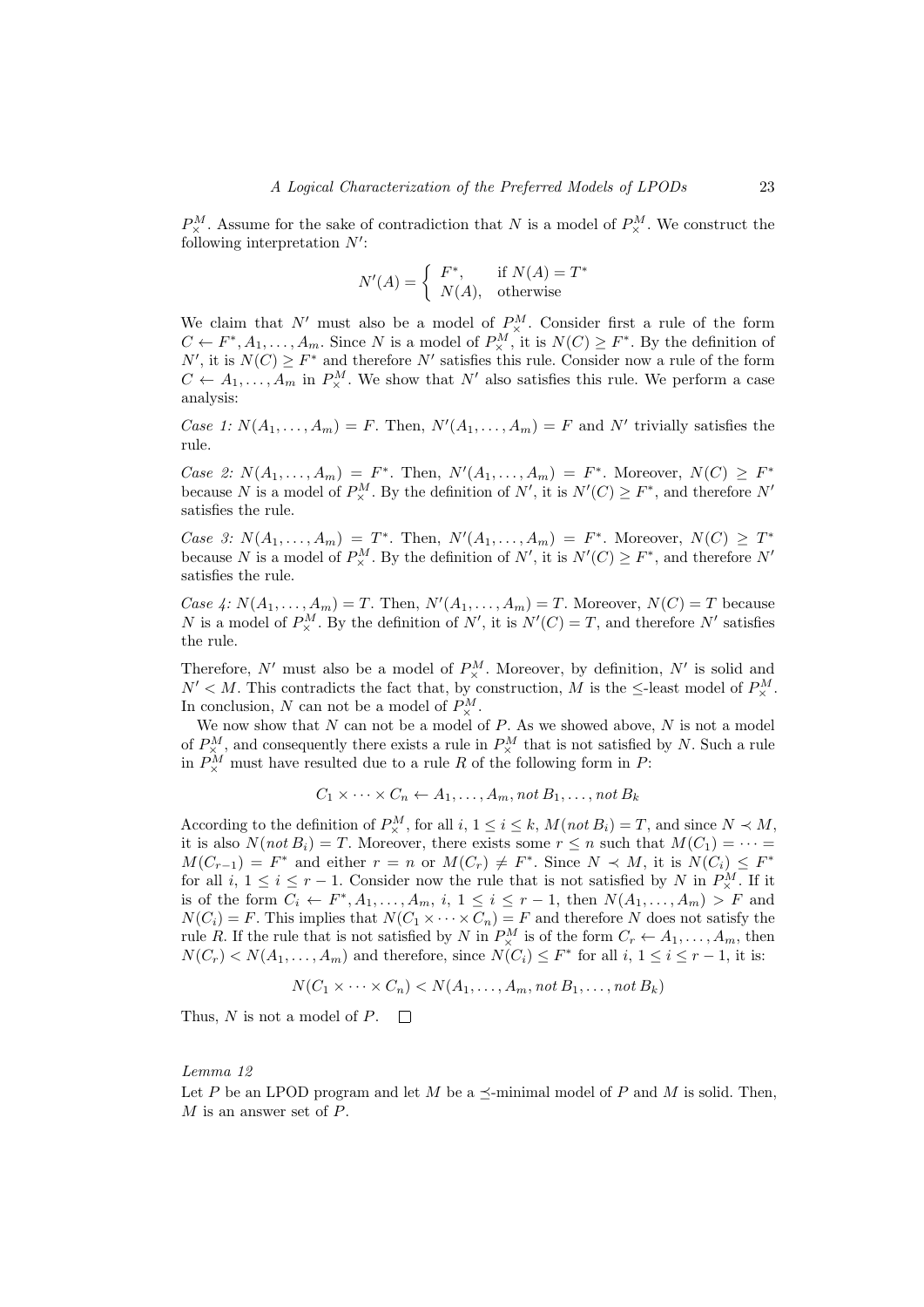$P_\times^M$. Assume for the sake of contradiction that $N$ is a model of $P_\times^M$. We construct the following interpretation $N'$:

$$N'(A) = \begin{cases} F^*, & \text{if } N(A) = T^* \\ N(A), & \text{otherwise} \end{cases}$$

We claim that $N'$ must also be a model of $P_\times^M$. Consider first a rule of the form $C \leftarrow F^*, A_1, \ldots, A_m$. Since $N$ is a model of $P_\times^M$, it is $N(C) \geq F^*$. By the definition of $N'$, it is $N(C) \geq F^*$ and therefore $N'$ satisfies this rule. Consider now a rule of the form $C \leftarrow A_1, \ldots, A_m$ in $P_\times^M$. We show that $N'$ also satisfies this rule. We perform a case analysis:

*Case 1:* $N(A_1, \ldots, A_m) = F$. Then, $N'(A_1, \ldots, A_m) = F$ and $N'$ trivially satisfies the rule.

*Case 2:* $N(A_1, \ldots, A_m) = F^*$. Then, $N'(A_1, \ldots, A_m) = F^*$. Moreover, $N(C) \geq F^*$ because $N$ is a model of $P_\times^M$. By the definition of $N'$, it is $N'(C) \geq F^*$, and therefore $N'$ satisfies the rule.

*Case 3:* $N(A_1, \ldots, A_m) = T^*$. Then, $N'(A_1, \ldots, A_m) = F^*$. Moreover, $N(C) \geq T^*$ because $N$ is a model of $P_\times^M$. By the definition of $N'$, it is $N'(C) \geq F^*$, and therefore $N'$ satisfies the rule.

*Case 4:* $N(A_1, \ldots, A_m) = T$. Then, $N'(A_1, \ldots, A_m) = T$. Moreover, $N(C) = T$ because $N$ is a model of $P_\times^M$. By the definition of $N'$, it is $N'(C) = T$, and therefore $N'$ satisfies the rule.

Therefore, $N'$ must also be a model of $P_\times^M$. Moreover, by definition, $N'$ is solid and $N' < M$. This contradicts the fact that, by construction, $M$ is the $\leq$-least model of $P_\times^M$. In conclusion, $N$ can not be a model of $P_\times^M$.

We now show that $N$ can not be a model of $P$. As we showed above, $N$ is not a model of $P_\times^M$, and consequently there exists a rule in $P_\times^M$ that is not satisfied by $N$. Such a rule in $P_\times^M$ must have resulted due to a rule $R$ of the following form in $P$:

$$C_1 \times \cdots \times C_n \leftarrow A_1, \ldots, A_m, \textit{not}\, B_1, \ldots, \textit{not}\, B_k$$

According to the definition of $P_\times^M$, for all $i$, $1 \leq i \leq k$, $M(\textit{not}\, B_i) = T$, and since $N \prec M$, it is also $N(\textit{not}\, B_i) = T$. Moreover, there exists some $r \leq n$ such that $M(C_1) = \cdots = M(C_{r-1}) = F^*$ and either $r = n$ or $M(C_r) \neq F^*$. Since $N \prec M$, it is $N(C_i) \leq F^*$ for all $i$, $1 \leq i \leq r-1$. Consider now the rule that is not satisfied by $N$ in $P_\times^M$. If it is of the form $C_i \leftarrow F^*, A_1, \ldots, A_m$, $i$, $1 \leq i \leq r-1$, then $N(A_1, \ldots, A_m) > F$ and $N(C_i) = F$. This implies that $N(C_1 \times \cdots \times C_n) = F$ and therefore $N$ does not satisfy the rule $R$. If the rule that is not satisfied by $N$ in $P_\times^M$ is of the form $C_r \leftarrow A_1, \ldots, A_m$, then $N(C_r) < N(A_1, \ldots, A_m)$ and therefore, since $N(C_i) \leq F^*$ for all $i$, $1 \leq i \leq r-1$, it is:

$$N(C_1 \times \cdots \times C_n) < N(A_1, \ldots, A_m, \textit{not}\, B_1, \ldots, \textit{not}\, B_k)$$

Thus, $N$ is not a model of $P$. $\square$

*Lemma 12*

Let $P$ be an LPOD program and let $M$ be a $\preceq$-minimal model of $P$ and $M$ is solid. Then, $M$ is an answer set of $P$.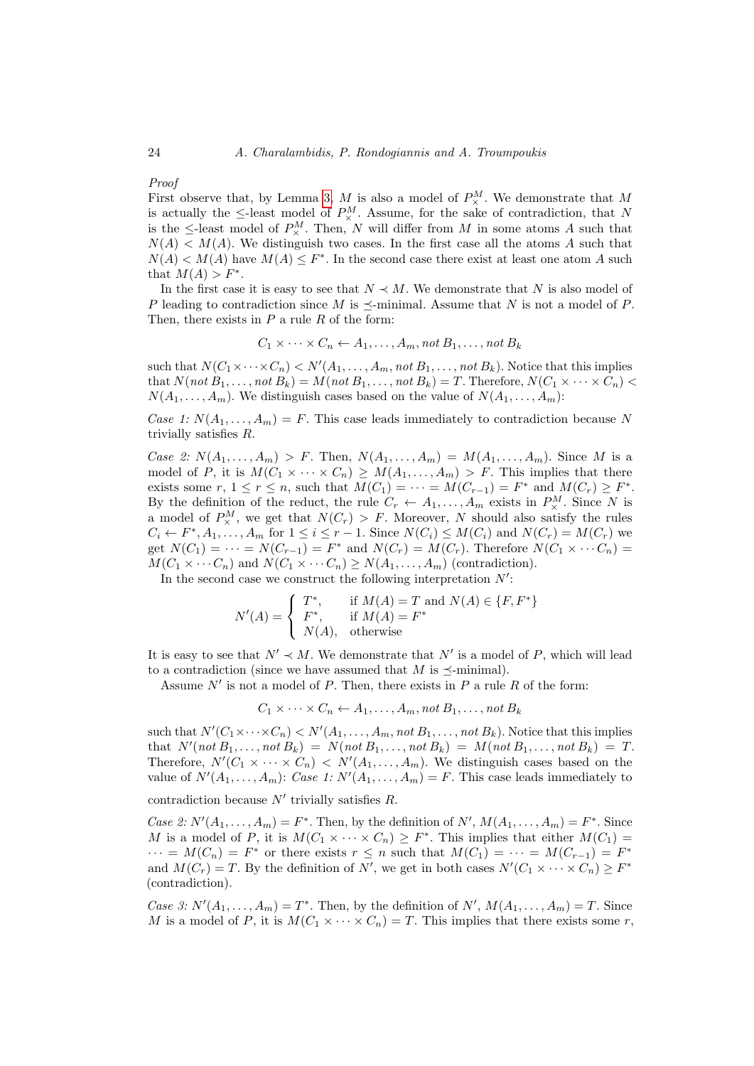*Proof*

First observe that, by Lemma 3, $M$ is also a model of $P^M_\times$. We demonstrate that $M$ is actually the $\leq$-least model of $P^M_\times$. Assume, for the sake of contradiction, that $N$ is the $\leq$-least model of $P^M_\times$. Then, $N$ will differ from $M$ in some atoms $A$ such that $N(A) < M(A)$. We distinguish two cases. In the first case all the atoms $A$ such that $N(A) < M(A)$ have $M(A) \leq F^*$. In the second case there exist at least one atom $A$ such that $M(A) > F^*$.

In the first case it is easy to see that $N \prec M$. We demonstrate that $N$ is also model of $P$ leading to contradiction since $M$ is $\preceq$-minimal. Assume that $N$ is not a model of $P$. Then, there exists in $P$ a rule $R$ of the form:

$$C_1 \times \cdots \times C_n \leftarrow A_1, \ldots, A_m, not\, B_1, \ldots, not\, B_k$$

such that $N(C_1 \times \cdots \times C_n) < N'(A_1, \ldots, A_m, not\, B_1, \ldots, not\, B_k)$. Notice that this implies that $N(not\, B_1, \ldots, not\, B_k) = M(not\, B_1, \ldots, not\, B_k) = T$. Therefore, $N(C_1 \times \cdots \times C_n) < N(A_1, \ldots, A_m)$. We distinguish cases based on the value of $N(A_1, \ldots, A_m)$:

*Case 1:* $N(A_1, \ldots, A_m) = F$. This case leads immediately to contradiction because $N$ trivially satisfies $R$.

*Case 2:* $N(A_1, \ldots, A_m) > F$. Then, $N(A_1, \ldots, A_m) = M(A_1, \ldots, A_m)$. Since $M$ is a model of $P$, it is $M(C_1 \times \cdots \times C_n) \geq M(A_1, \ldots, A_m) > F$. This implies that there exists some $r$, $1 \leq r \leq n$, such that $M(C_1) = \cdots = M(C_{r-1}) = F^*$ and $M(C_r) \geq F^*$. By the definition of the reduct, the rule $C_r \leftarrow A_1, \ldots, A_m$ exists in $P^M_\times$. Since $N$ is a model of $P^M_\times$, we get that $N(C_r) > F$. Moreover, $N$ should also satisfy the rules $C_i \leftarrow F^*, A_1, \ldots, A_m$ for $1 \leq i \leq r-1$. Since $N(C_i) \leq M(C_i)$ and $N(C_r) = M(C_r)$ we get $N(C_1) = \cdots = N(C_{r-1}) = F^*$ and $N(C_r) = M(C_r)$. Therefore $N(C_1 \times \cdots C_n) = M(C_1 \times \cdots C_n)$ and $N(C_1 \times \cdots C_n) \geq N(A_1, \ldots, A_m)$ (contradiction).

In the second case we construct the following interpretation $N'$:

$$N'(A) = \begin{cases} T^*, & \text{if } M(A) = T \text{ and } N(A) \in \{F, F^*\} \\ F^*, & \text{if } M(A) = F^* \\ N(A), & \text{otherwise} \end{cases}$$

It is easy to see that $N' \prec M$. We demonstrate that $N'$ is a model of $P$, which will lead to a contradiction (since we have assumed that $M$ is $\preceq$-minimal).

Assume $N'$ is not a model of $P$. Then, there exists in $P$ a rule $R$ of the form:

$$C_1 \times \cdots \times C_n \leftarrow A_1, \ldots, A_m, not\, B_1, \ldots, not\, B_k$$

such that $N'(C_1 \times \cdots \times C_n) < N'(A_1, \ldots, A_m, not\, B_1, \ldots, not\, B_k)$. Notice that this implies that $N'(not\, B_1, \ldots, not\, B_k) = N(not\, B_1, \ldots, not\, B_k) = M(not\, B_1, \ldots, not\, B_k) = T$. Therefore, $N'(C_1 \times \cdots \times C_n) < N'(A_1, \ldots, A_m)$. We distinguish cases based on the value of $N'(A_1, \ldots, A_m)$: *Case 1:* $N'(A_1, \ldots, A_m) = F$. This case leads immediately to contradiction because $N'$ trivially satisfies $R$.

*Case 2:* $N'(A_1, \ldots, A_m) = F^*$. Then, by the definition of $N'$, $M(A_1, \ldots, A_m) = F^*$. Since $M$ is a model of $P$, it is $M(C_1 \times \cdots \times C_n) \geq F^*$. This implies that either $M(C_1) = \cdots = M(C_n) = F^*$ or there exists $r \leq n$ such that $M(C_1) = \cdots = M(C_{r-1}) = F^*$ and $M(C_r) = T$. By the definition of $N'$, we get in both cases $N'(C_1 \times \cdots \times C_n) \geq F^*$ (contradiction).

*Case 3:* $N'(A_1, \ldots, A_m) = T^*$. Then, by the definition of $N'$, $M(A_1, \ldots, A_m) = T$. Since $M$ is a model of $P$, it is $M(C_1 \times \cdots \times C_n) = T$. This implies that there exists some $r$,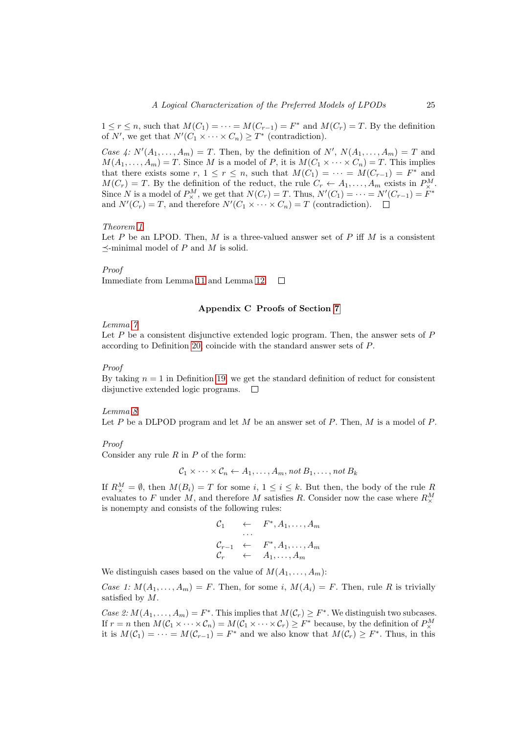$1 \leq r \leq n$, such that $M(C_1) = \cdots = M(C_{r-1}) = F^*$ and $M(C_r) = T$. By the definition of $N'$, we get that $N'(C_1 \times \cdots \times C_n) \geq T^*$ (contradiction).

*Case 4:* $N'(A_1, \ldots, A_m) = T$. Then, by the definition of $N'$, $N(A_1, \ldots, A_m) = T$ and $M(A_1, \ldots, A_m) = T$. Since $M$ is a model of $P$, it is $M(C_1 \times \cdots \times C_n) = T$. This implies that there exists some $r$, $1 \leq r \leq n$, such that $M(C_1) = \cdots = M(C_{r-1}) = F^*$ and $M(C_r) = T$. By the definition of the reduct, the rule $C_r \leftarrow A_1, \ldots, A_m$ exists in $P^M_\times$. Since $N$ is a model of $P^M_\times$, we get that $N(C_r) = T$. Thus, $N'(C_1) = \cdots = N'(C_{r-1}) = F^*$ and $N'(C_r) = T$, and therefore $N'(C_1 \times \cdots \times C_n) = T$ (contradiction). □

*Theorem 1*
Let $P$ be an LPOD. Then, $M$ is a three-valued answer set of $P$ iff $M$ is a consistent $\preceq$-minimal model of $P$ and $M$ is solid.

*Proof*
Immediate from Lemma 11 and Lemma 12. □

## Appendix C Proofs of Section 7

*Lemma 7*
Let $P$ be a consistent disjunctive extended logic program. Then, the answer sets of $P$ according to Definition 20, coincide with the standard answer sets of $P$.

*Proof*
By taking $n = 1$ in Definition 19, we get the standard definition of reduct for consistent disjunctive extended logic programs. □

*Lemma 8*
Let $P$ be a DLPOD program and let $M$ be an answer set of $P$. Then, $M$ is a model of $P$.

*Proof*
Consider any rule $R$ in $P$ of the form:

$$\mathcal{C}_1 \times \cdots \times \mathcal{C}_n \leftarrow A_1, \ldots, A_m, \textit{not } B_1, \ldots, \textit{not } B_k$$

If $R^M_\times = \emptyset$, then $M(B_i) = T$ for some $i$, $1 \leq i \leq k$. But then, the body of the rule $R$ evaluates to $F$ under $M$, and therefore $M$ satisfies $R$. Consider now the case where $R^M_\times$ is nonempty and consists of the following rules:

$$\begin{array}{lcl}
\mathcal{C}_1 & \leftarrow & F^*, A_1, \ldots, A_m \\
 & \cdots & \\
\mathcal{C}_{r-1} & \leftarrow & F^*, A_1, \ldots, A_m \\
\mathcal{C}_r & \leftarrow & A_1, \ldots, A_m
\end{array}$$

We distinguish cases based on the value of $M(A_1, \ldots, A_m)$:

*Case 1:* $M(A_1, \ldots, A_m) = F$. Then, for some $i$, $M(A_i) = F$. Then, rule $R$ is trivially satisfied by $M$.

*Case 2:* $M(A_1, \ldots, A_m) = F^*$. This implies that $M(\mathcal{C}_r) \geq F^*$. We distinguish two subcases. If $r = n$ then $M(\mathcal{C}_1 \times \cdots \times \mathcal{C}_n) = M(\mathcal{C}_1 \times \cdots \times \mathcal{C}_r) \geq F^*$ because, by the definition of $P^M_\times$ it is $M(\mathcal{C}_1) = \cdots = M(\mathcal{C}_{r-1}) = F^*$ and we also know that $M(\mathcal{C}_r) \geq F^*$. Thus, in this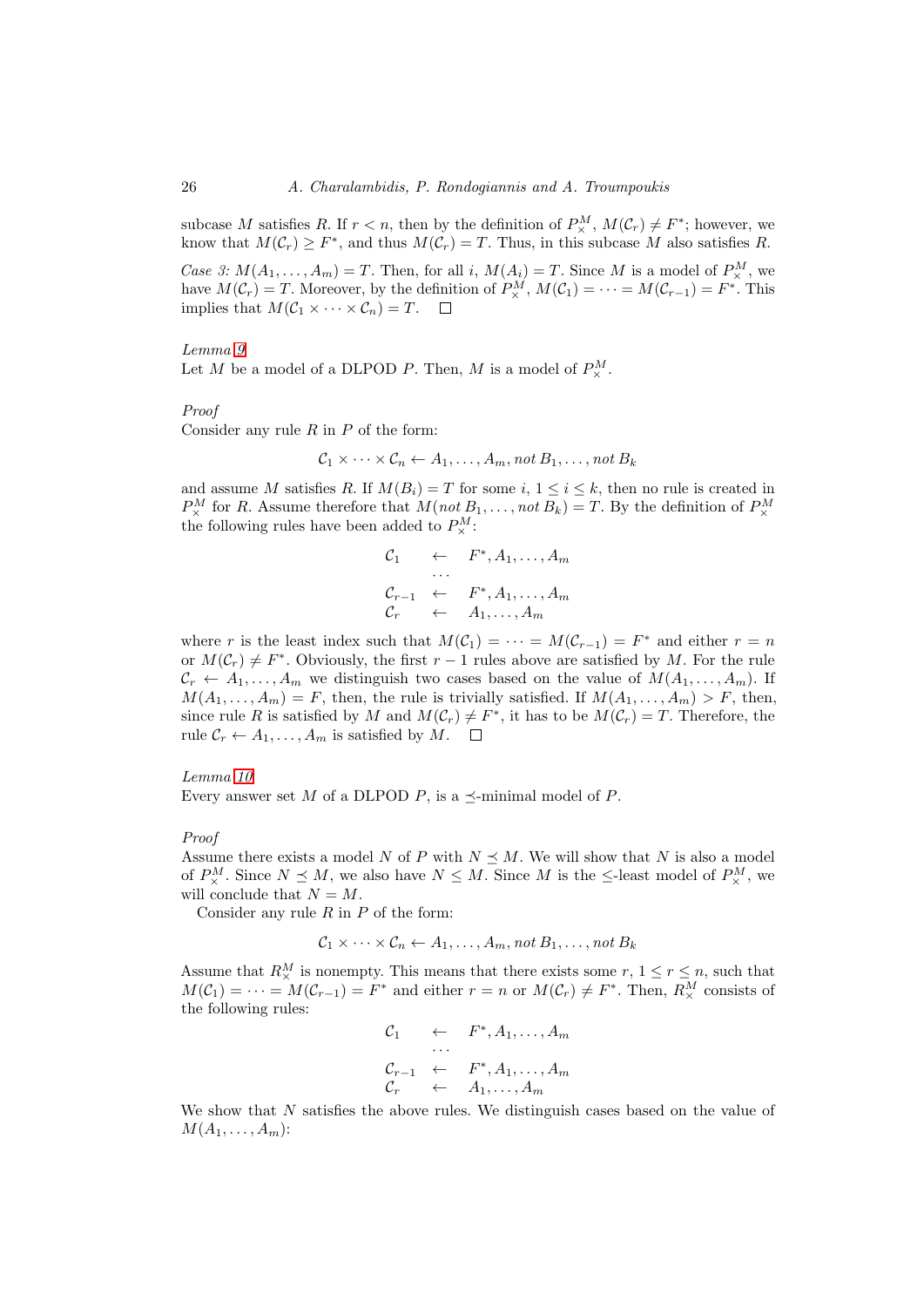subcase $M$ satisfies $R$. If $r < n$, then by the definition of $P^M_\times$, $M(\mathcal{C}_r) \neq F^*$; however, we know that $M(\mathcal{C}_r) \geq F^*$, and thus $M(\mathcal{C}_r) = T$. Thus, in this subcase $M$ also satisfies $R$.

*Case 3:* $M(A_1, \ldots, A_m) = T$. Then, for all $i$, $M(A_i) = T$. Since $M$ is a model of $P^M_\times$, we have $M(\mathcal{C}_r) = T$. Moreover, by the definition of $P^M_\times$, $M(\mathcal{C}_1) = \cdots = M(\mathcal{C}_{r-1}) = F^*$. This implies that $M(\mathcal{C}_1 \times \cdots \times \mathcal{C}_n) = T$. □

*Lemma 9*
Let $M$ be a model of a DLPOD $P$. Then, $M$ is a model of $P^M_\times$.

*Proof*
Consider any rule $R$ in $P$ of the form:

$$\mathcal{C}_1 \times \cdots \times \mathcal{C}_n \leftarrow A_1, \ldots, A_m, \textit{not}\ B_1, \ldots, \textit{not}\ B_k$$

and assume $M$ satisfies $R$. If $M(B_i) = T$ for some $i$, $1 \leq i \leq k$, then no rule is created in $P^M_\times$ for $R$. Assume therefore that $M(\textit{not}\ B_1, \ldots, \textit{not}\ B_k) = T$. By the definition of $P^M_\times$ the following rules have been added to $P^M_\times$:

$$\begin{array}{lcl}
\mathcal{C}_1 & \leftarrow & F^*, A_1, \ldots, A_m \\
 & \cdots & \\
\mathcal{C}_{r-1} & \leftarrow & F^*, A_1, \ldots, A_m \\
\mathcal{C}_r & \leftarrow & A_1, \ldots, A_m
\end{array}$$

where $r$ is the least index such that $M(\mathcal{C}_1) = \cdots = M(\mathcal{C}_{r-1}) = F^*$ and either $r = n$ or $M(\mathcal{C}_r) \neq F^*$. Obviously, the first $r-1$ rules above are satisfied by $M$. For the rule $\mathcal{C}_r \leftarrow A_1, \ldots, A_m$ we distinguish two cases based on the value of $M(A_1, \ldots, A_m)$. If $M(A_1, \ldots, A_m) = F$, then, the rule is trivially satisfied. If $M(A_1, \ldots, A_m) > F$, then, since rule $R$ is satisfied by $M$ and $M(\mathcal{C}_r) \neq F^*$, it has to be $M(\mathcal{C}_r) = T$. Therefore, the rule $\mathcal{C}_r \leftarrow A_1, \ldots, A_m$ is satisfied by $M$. □

*Lemma 10*
Every answer set $M$ of a DLPOD $P$, is a $\preceq$-minimal model of $P$.

*Proof*
Assume there exists a model $N$ of $P$ with $N \preceq M$. We will show that $N$ is also a model of $P^M_\times$. Since $N \preceq M$, we also have $N \leq M$. Since $M$ is the $\leq$-least model of $P^M_\times$, we will conclude that $N = M$.

Consider any rule $R$ in $P$ of the form:

$$\mathcal{C}_1 \times \cdots \times \mathcal{C}_n \leftarrow A_1, \ldots, A_m, \textit{not}\ B_1, \ldots, \textit{not}\ B_k$$

Assume that $R^M_\times$ is nonempty. This means that there exists some $r$, $1 \leq r \leq n$, such that $M(\mathcal{C}_1) = \cdots = M(\mathcal{C}_{r-1}) = F^*$ and either $r = n$ or $M(\mathcal{C}_r) \neq F^*$. Then, $R^M_\times$ consists of the following rules:

$$\begin{array}{lcl}
\mathcal{C}_1 & \leftarrow & F^*, A_1, \ldots, A_m \\
 & \cdots & \\
\mathcal{C}_{r-1} & \leftarrow & F^*, A_1, \ldots, A_m \\
\mathcal{C}_r & \leftarrow & A_1, \ldots, A_m
\end{array}$$

We show that $N$ satisfies the above rules. We distinguish cases based on the value of $M(A_1, \ldots, A_m)$: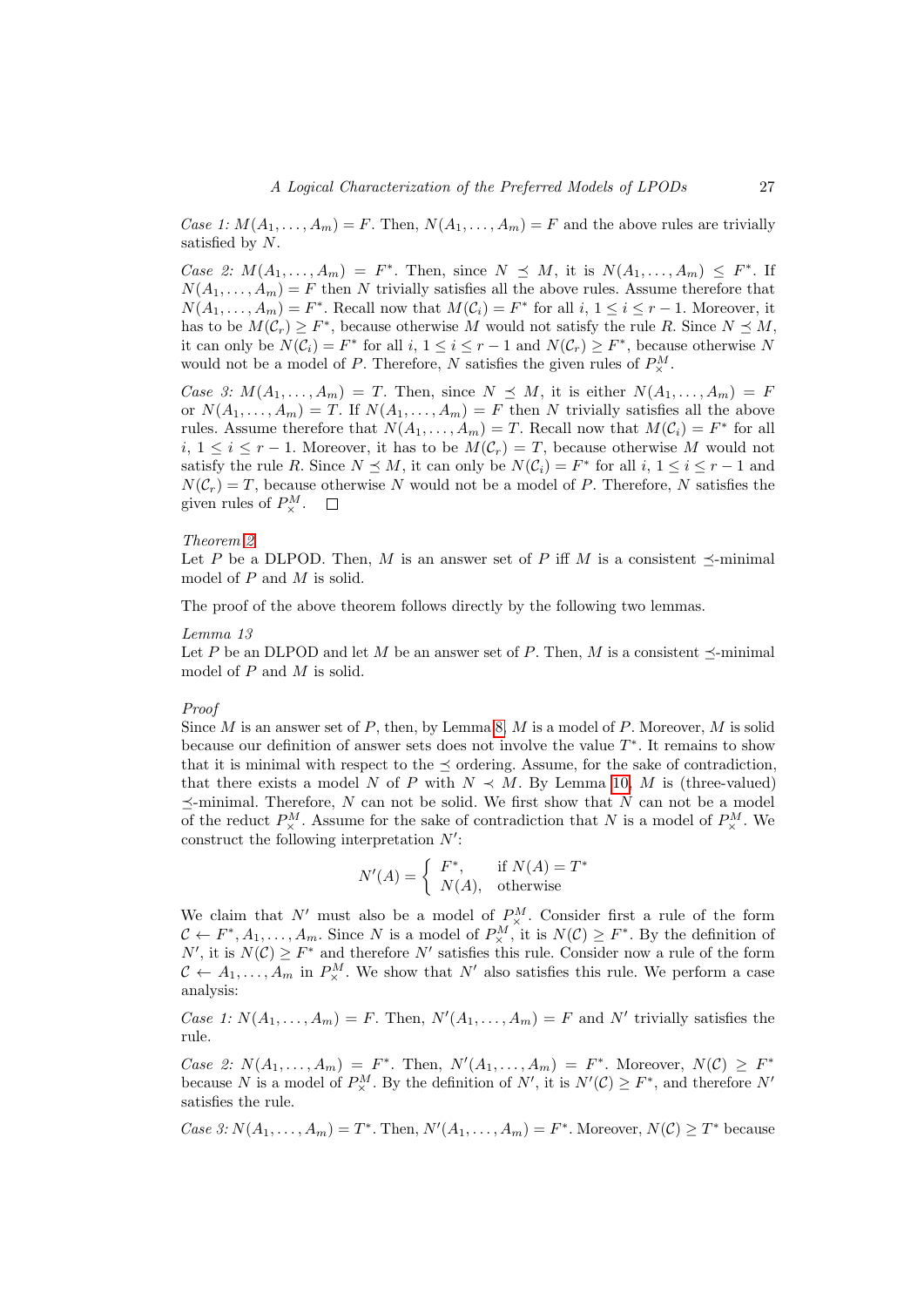*Case 1:* $M(A_1,\ldots,A_m) = F$. Then, $N(A_1,\ldots,A_m) = F$ and the above rules are trivially satisfied by $N$.

*Case 2:* $M(A_1,\ldots,A_m) = F^*$. Then, since $N \preceq M$, it is $N(A_1,\ldots,A_m) \leq F^*$. If $N(A_1,\ldots,A_m) = F$ then $N$ trivially satisfies all the above rules. Assume therefore that $N(A_1,\ldots,A_m) = F^*$. Recall now that $M(\mathcal{C}_i) = F^*$ for all $i$, $1 \leq i \leq r-1$. Moreover, it has to be $M(\mathcal{C}_r) \geq F^*$, because otherwise $M$ would not satisfy the rule $R$. Since $N \preceq M$, it can only be $N(\mathcal{C}_i) = F^*$ for all $i$, $1 \leq i \leq r-1$ and $N(\mathcal{C}_r) \geq F^*$, because otherwise $N$ would not be a model of $P$. Therefore, $N$ satisfies the given rules of $P^M_\times$.

*Case 3:* $M(A_1,\ldots,A_m) = T$. Then, since $N \preceq M$, it is either $N(A_1,\ldots,A_m) = F$ or $N(A_1,\ldots,A_m) = T$. If $N(A_1,\ldots,A_m) = F$ then $N$ trivially satisfies all the above rules. Assume therefore that $N(A_1,\ldots,A_m) = T$. Recall now that $M(\mathcal{C}_i) = F^*$ for all $i$, $1 \leq i \leq r-1$. Moreover, it has to be $M(\mathcal{C}_r) = T$, because otherwise $M$ would not satisfy the rule $R$. Since $N \preceq M$, it can only be $N(\mathcal{C}_i) = F^*$ for all $i$, $1 \leq i \leq r-1$ and $N(\mathcal{C}_r) = T$, because otherwise $N$ would not be a model of $P$. Therefore, $N$ satisfies the given rules of $P^M_\times$. □

*Theorem 2*

Let $P$ be a DLPOD. Then, $M$ is an answer set of $P$ iff $M$ is a consistent $\preceq$-minimal model of $P$ and $M$ is solid.

The proof of the above theorem follows directly by the following two lemmas.

*Lemma 13*

Let $P$ be an DLPOD and let $M$ be an answer set of $P$. Then, $M$ is a consistent $\preceq$-minimal model of $P$ and $M$ is solid.

*Proof*

Since $M$ is an answer set of $P$, then, by Lemma 8, $M$ is a model of $P$. Moreover, $M$ is solid because our definition of answer sets does not involve the value $T^*$. It remains to show that it is minimal with respect to the $\preceq$ ordering. Assume, for the sake of contradiction, that there exists a model $N$ of $P$ with $N \prec M$. By Lemma 10, $M$ is (three-valued) $\preceq$-minimal. Therefore, $N$ can not be solid. We first show that $N$ can not be a model of the reduct $P^M_\times$. Assume for the sake of contradiction that $N$ is a model of $P^M_\times$. We construct the following interpretation $N'$:

$$N'(A) = \begin{cases} F^*, & \text{if } N(A) = T^* \\ N(A), & \text{otherwise} \end{cases}$$

We claim that $N'$ must also be a model of $P^M_\times$. Consider first a rule of the form $\mathcal{C} \leftarrow F^*, A_1,\ldots,A_m$. Since $N$ is a model of $P^M_\times$, it is $N(\mathcal{C}) \geq F^*$. By the definition of $N'$, it is $N(\mathcal{C}) \geq F^*$ and therefore $N'$ satisfies this rule. Consider now a rule of the form $\mathcal{C} \leftarrow A_1,\ldots,A_m$ in $P^M_\times$. We show that $N'$ also satisfies this rule. We perform a case analysis:

*Case 1:* $N(A_1,\ldots,A_m) = F$. Then, $N'(A_1,\ldots,A_m) = F$ and $N'$ trivially satisfies the rule.

*Case 2:* $N(A_1,\ldots,A_m) = F^*$. Then, $N'(A_1,\ldots,A_m) = F^*$. Moreover, $N(\mathcal{C}) \geq F^*$ because $N$ is a model of $P^M_\times$. By the definition of $N'$, it is $N'(\mathcal{C}) \geq F^*$, and therefore $N'$ satisfies the rule.

*Case 3:* $N(A_1,\ldots,A_m) = T^*$. Then, $N'(A_1,\ldots,A_m) = F^*$. Moreover, $N(\mathcal{C}) \geq T^*$ because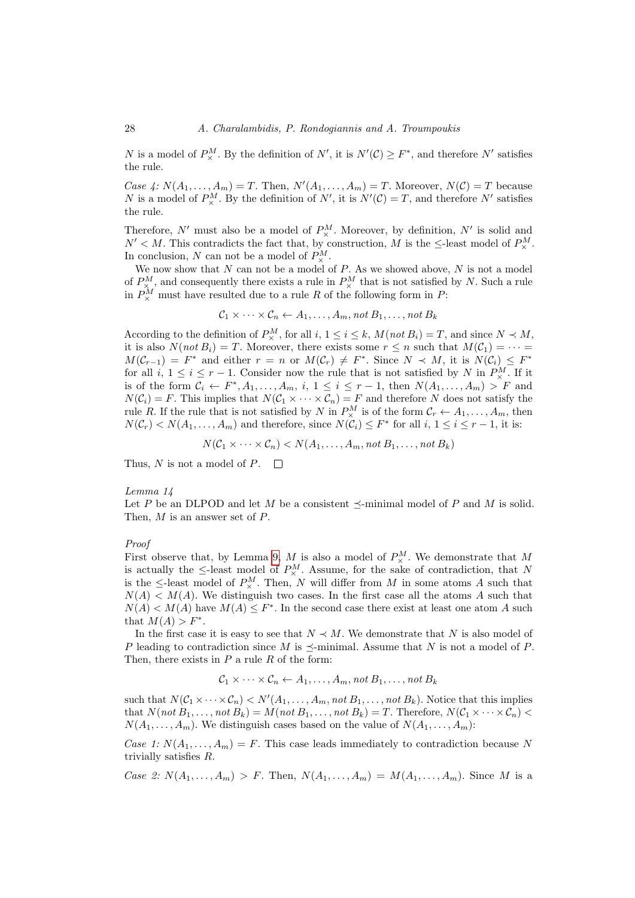$N$ is a model of $P^M_\times$. By the definition of $N'$, it is $N'(\mathcal{C}) \geq F^*$, and therefore $N'$ satisfies the rule.

*Case 4:* $N(A_1, \ldots, A_m) = T$. Then, $N'(A_1, \ldots, A_m) = T$. Moreover, $N(\mathcal{C}) = T$ because $N$ is a model of $P^M_\times$. By the definition of $N'$, it is $N'(\mathcal{C}) = T$, and therefore $N'$ satisfies the rule.

Therefore, $N'$ must also be a model of $P^M_\times$. Moreover, by definition, $N'$ is solid and $N' < M$. This contradicts the fact that, by construction, $M$ is the $\leq$-least model of $P^M_\times$. In conclusion, $N$ can not be a model of $P^M_\times$.

We now show that $N$ can not be a model of $P$. As we showed above, $N$ is not a model of $P^M_\times$, and consequently there exists a rule in $P^M_\times$ that is not satisfied by $N$. Such a rule in $P^M_\times$ must have resulted due to a rule $R$ of the following form in $P$:

$$\mathcal{C}_1 \times \cdots \times \mathcal{C}_n \leftarrow A_1, \ldots, A_m, \textit{not}\, B_1, \ldots, \textit{not}\, B_k$$

According to the definition of $P^M_\times$, for all $i$, $1 \leq i \leq k$, $M(\textit{not}\, B_i) = T$, and since $N \prec M$, it is also $N(\textit{not}\, B_i) = T$. Moreover, there exists some $r \leq n$ such that $M(\mathcal{C}_1) = \cdots = M(\mathcal{C}_{r-1}) = F^*$ and either $r = n$ or $M(\mathcal{C}_r) \neq F^*$. Since $N \prec M$, it is $N(\mathcal{C}_i) \leq F^*$ for all $i$, $1 \leq i \leq r-1$. Consider now the rule that is not satisfied by $N$ in $P^M_\times$. If it is of the form $\mathcal{C}_i \leftarrow F^*, A_1, \ldots, A_m$, $i$, $1 \leq i \leq r-1$, then $N(A_1, \ldots, A_m) > F$ and $N(\mathcal{C}_i) = F$. This implies that $N(\mathcal{C}_1 \times \cdots \times \mathcal{C}_n) = F$ and therefore $N$ does not satisfy the rule $R$. If the rule that is not satisfied by $N$ in $P^M_\times$ is of the form $\mathcal{C}_r \leftarrow A_1, \ldots, A_m$, then $N(\mathcal{C}_r) < N(A_1, \ldots, A_m)$ and therefore, since $N(\mathcal{C}_i) \leq F^*$ for all $i$, $1 \leq i \leq r-1$, it is:

$$N(\mathcal{C}_1 \times \cdots \times \mathcal{C}_n) < N(A_1, \ldots, A_m, \textit{not}\, B_1, \ldots, \textit{not}\, B_k)$$

Thus, $N$ is not a model of $P$. $\square$

*Lemma 14*
Let $P$ be an DLPOD and let $M$ be a consistent $\preceq$-minimal model of $P$ and $M$ is solid. Then, $M$ is an answer set of $P$.

*Proof*
First observe that, by Lemma 9, $M$ is also a model of $P^M_\times$. We demonstrate that $M$ is actually the $\leq$-least model of $P^M_\times$. Assume, for the sake of contradiction, that $N$ is the $\leq$-least model of $P^M_\times$. Then, $N$ will differ from $M$ in some atoms $A$ such that $N(A) < M(A)$. We distinguish two cases. In the first case all the atoms $A$ such that $N(A) < M(A)$ have $M(A) \leq F^*$. In the second case there exist at least one atom $A$ such that $M(A) > F^*$.

In the first case it is easy to see that $N \prec M$. We demonstrate that $N$ is also model of $P$ leading to contradiction since $M$ is $\preceq$-minimal. Assume that $N$ is not a model of $P$. Then, there exists in $P$ a rule $R$ of the form:

$$\mathcal{C}_1 \times \cdots \times \mathcal{C}_n \leftarrow A_1, \ldots, A_m, \textit{not}\, B_1, \ldots, \textit{not}\, B_k$$

such that $N(\mathcal{C}_1 \times \cdots \times \mathcal{C}_n) < N'(A_1, \ldots, A_m, \textit{not}\, B_1, \ldots, \textit{not}\, B_k)$. Notice that this implies that $N(\textit{not}\, B_1, \ldots, \textit{not}\, B_k) = M(\textit{not}\, B_1, \ldots, \textit{not}\, B_k) = T$. Therefore, $N(\mathcal{C}_1 \times \cdots \times \mathcal{C}_n) < N(A_1, \ldots, A_m)$. We distinguish cases based on the value of $N(A_1, \ldots, A_m)$:

*Case 1:* $N(A_1, \ldots, A_m) = F$. This case leads immediately to contradiction because $N$ trivially satisfies $R$.

*Case 2:* $N(A_1, \ldots, A_m) > F$. Then, $N(A_1, \ldots, A_m) = M(A_1, \ldots, A_m)$. Since $M$ is a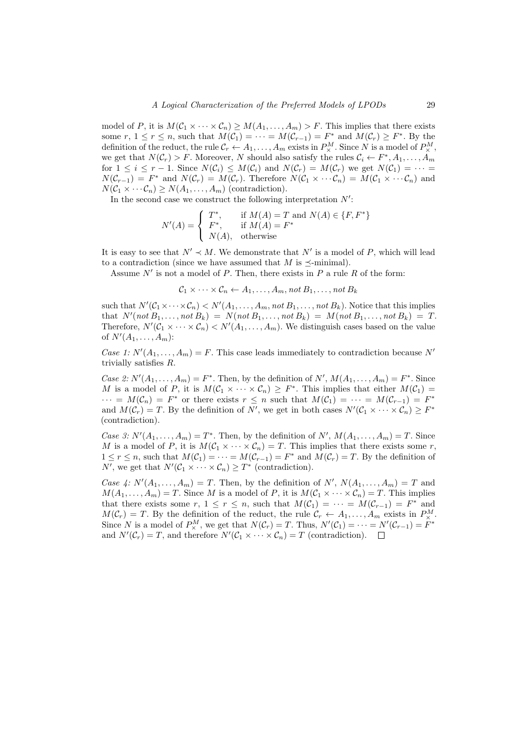model of $P$, it is $M(\mathcal{C}_1 \times \cdots \times \mathcal{C}_n) \geq M(A_1, \ldots, A_m) > F$. This implies that there exists some $r$, $1 \leq r \leq n$, such that $M(\mathcal{C}_1) = \cdots = M(\mathcal{C}_{r-1}) = F^*$ and $M(\mathcal{C}_r) \geq F^*$. By the definition of the reduct, the rule $\mathcal{C}_r \leftarrow A_1, \ldots, A_m$ exists in $P_\times^M$. Since $N$ is a model of $P_\times^M$, we get that $N(\mathcal{C}_r) > F$. Moreover, $N$ should also satisfy the rules $\mathcal{C}_i \leftarrow F^*, A_1, \ldots, A_m$ for $1 \leq i \leq r-1$. Since $N(\mathcal{C}_i) \leq M(\mathcal{C}_i)$ and $N(\mathcal{C}_r) = M(\mathcal{C}_r)$ we get $N(\mathcal{C}_1) = \cdots = N(\mathcal{C}_{r-1}) = F^*$ and $N(\mathcal{C}_r) = M(\mathcal{C}_r)$. Therefore $N(\mathcal{C}_1 \times \cdots \mathcal{C}_n) = M(\mathcal{C}_1 \times \cdots \mathcal{C}_n)$ and $N(\mathcal{C}_1 \times \cdots \mathcal{C}_n) \geq N(A_1, \ldots, A_m)$ (contradiction).

In the second case we construct the following interpretation $N'$:

$$N'(A) = \begin{cases} T^*, & \text{if } M(A) = T \text{ and } N(A) \in \{F, F^*\} \\ F^*, & \text{if } M(A) = F^* \\ N(A), & \text{otherwise} \end{cases}$$

It is easy to see that $N' \prec M$. We demonstrate that $N'$ is a model of $P$, which will lead to a contradiction (since we have assumed that $M$ is $\preceq$-minimal).

Assume $N'$ is not a model of $P$. Then, there exists in $P$ a rule $R$ of the form:

$$\mathcal{C}_1 \times \cdots \times \mathcal{C}_n \leftarrow A_1, \ldots, A_m, \textit{not}\, B_1, \ldots, \textit{not}\, B_k$$

such that $N'(\mathcal{C}_1 \times \cdots \times \mathcal{C}_n) < N'(A_1, \ldots, A_m, \textit{not}\, B_1, \ldots, \textit{not}\, B_k)$. Notice that this implies that $N'(\textit{not}\, B_1, \ldots, \textit{not}\, B_k) = N(\textit{not}\, B_1, \ldots, \textit{not}\, B_k) = M(\textit{not}\, B_1, \ldots, \textit{not}\, B_k) = T$. Therefore, $N'(\mathcal{C}_1 \times \cdots \times \mathcal{C}_n) < N'(A_1, \ldots, A_m)$. We distinguish cases based on the value of $N'(A_1, \ldots, A_m)$:

*Case 1:* $N'(A_1, \ldots, A_m) = F$. This case leads immediately to contradiction because $N'$ trivially satisfies $R$.

*Case 2:* $N'(A_1, \ldots, A_m) = F^*$. Then, by the definition of $N'$, $M(A_1, \ldots, A_m) = F^*$. Since $M$ is a model of $P$, it is $M(\mathcal{C}_1 \times \cdots \times \mathcal{C}_n) \geq F^*$. This implies that either $M(\mathcal{C}_1) = \cdots = M(\mathcal{C}_n) = F^*$ or there exists $r \leq n$ such that $M(\mathcal{C}_1) = \cdots = M(\mathcal{C}_{r-1}) = F^*$ and $M(\mathcal{C}_r) = T$. By the definition of $N'$, we get in both cases $N'(\mathcal{C}_1 \times \cdots \times \mathcal{C}_n) \geq F^*$ (contradiction).

*Case 3:* $N'(A_1, \ldots, A_m) = T^*$. Then, by the definition of $N'$, $M(A_1, \ldots, A_m) = T$. Since $M$ is a model of $P$, it is $M(\mathcal{C}_1 \times \cdots \times \mathcal{C}_n) = T$. This implies that there exists some $r$, $1 \leq r \leq n$, such that $M(\mathcal{C}_1) = \cdots = M(\mathcal{C}_{r-1}) = F^*$ and $M(\mathcal{C}_r) = T$. By the definition of $N'$, we get that $N'(\mathcal{C}_1 \times \cdots \times \mathcal{C}_n) \geq T^*$ (contradiction).

*Case 4:* $N'(A_1, \ldots, A_m) = T$. Then, by the definition of $N'$, $N(A_1, \ldots, A_m) = T$ and $M(A_1, \ldots, A_m) = T$. Since $M$ is a model of $P$, it is $M(\mathcal{C}_1 \times \cdots \times \mathcal{C}_n) = T$. This implies that there exists some $r$, $1 \leq r \leq n$, such that $M(\mathcal{C}_1) = \cdots = M(\mathcal{C}_{r-1}) = F^*$ and $M(\mathcal{C}_r) = T$. By the definition of the reduct, the rule $\mathcal{C}_r \leftarrow A_1, \ldots, A_m$ exists in $P_\times^M$. Since $N$ is a model of $P_\times^M$, we get that $N(\mathcal{C}_r) = T$. Thus, $N'(\mathcal{C}_1) = \cdots = N'(\mathcal{C}_{r-1}) = F^*$ and $N'(\mathcal{C}_r) = T$, and therefore $N'(\mathcal{C}_1 \times \cdots \times \mathcal{C}_n) = T$ (contradiction). □